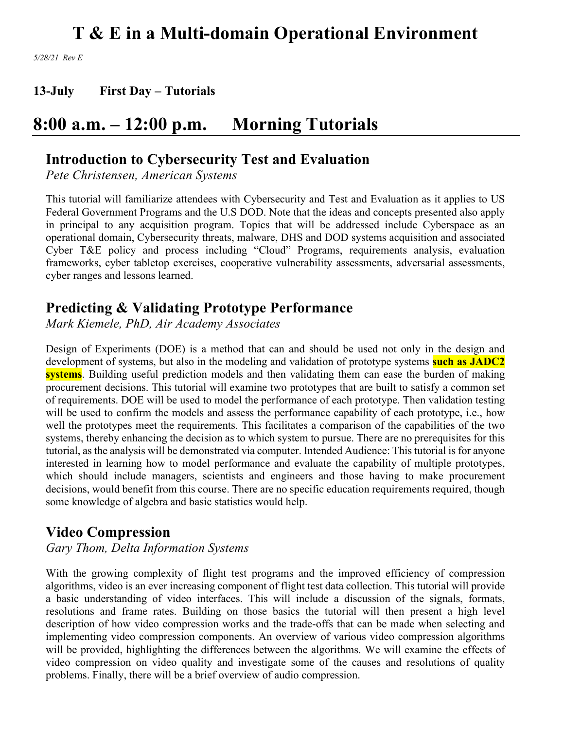# T & E in a Multi-domain Operational Environment

*5/28/21 Rev E*

**13-July First Day – Tutorials**

## 8:00 a.m. – 12:00 p.m. Morning Tutorials

### Introduction to Cybersecurity Test and Evaluation

*Pete Christensen, American Systems*

This tutorial will familiarize attendees with Cybersecurity and Test and Evaluation as it applies to US Federal Government Programs and the U.S DOD. Note that the ideas and concepts presented also apply in principal to any acquisition program. Topics that will be addressed include Cyberspace as an operational domain, Cybersecurity threats, malware, DHS and DOD systems acquisition and associated Cyber T&E policy and process including "Cloud" Programs, requirements analysis, evaluation frameworks, cyber tabletop exercises, cooperative vulnerability assessments, adversarial assessments, cyber ranges and lessons learned.

### Predicting & Validating Prototype Performance

*Mark Kiemele, PhD, Air Academy Associates*

Design of Experiments (DOE) is a method that can and should be used not only in the design and development of systems, but also in the modeling and validation of prototype systems **such as JADC2 systems**. Building useful prediction models and then validating them can ease the burden of making procurement decisions. This tutorial will examine two prototypes that are built to satisfy a common set of requirements. DOE will be used to model the performance of each prototype. Then validation testing will be used to confirm the models and assess the performance capability of each prototype, i.e., how well the prototypes meet the requirements. This facilitates a comparison of the capabilities of the two systems, thereby enhancing the decision as to which system to pursue. There are no prerequisites for this tutorial, as the analysis will be demonstrated via computer. Intended Audience: This tutorial is for anyone interested in learning how to model performance and evaluate the capability of multiple prototypes, which should include managers, scientists and engineers and those having to make procurement decisions, would benefit from this course. There are no specific education requirements required, though some knowledge of algebra and basic statistics would help.

### Video Compression

*Gary Thom, Delta Information Systems*

With the growing complexity of flight test programs and the improved efficiency of compression algorithms, video is an ever increasing component of flight test data collection. This tutorial will provide a basic understanding of video interfaces. This will include a discussion of the signals, formats, resolutions and frame rates. Building on those basics the tutorial will then present a high level description of how video compression works and the trade-offs that can be made when selecting and implementing video compression components. An overview of various video compression algorithms will be provided, highlighting the differences between the algorithms. We will examine the effects of video compression on video quality and investigate some of the causes and resolutions of quality problems. Finally, there will be a brief overview of audio compression.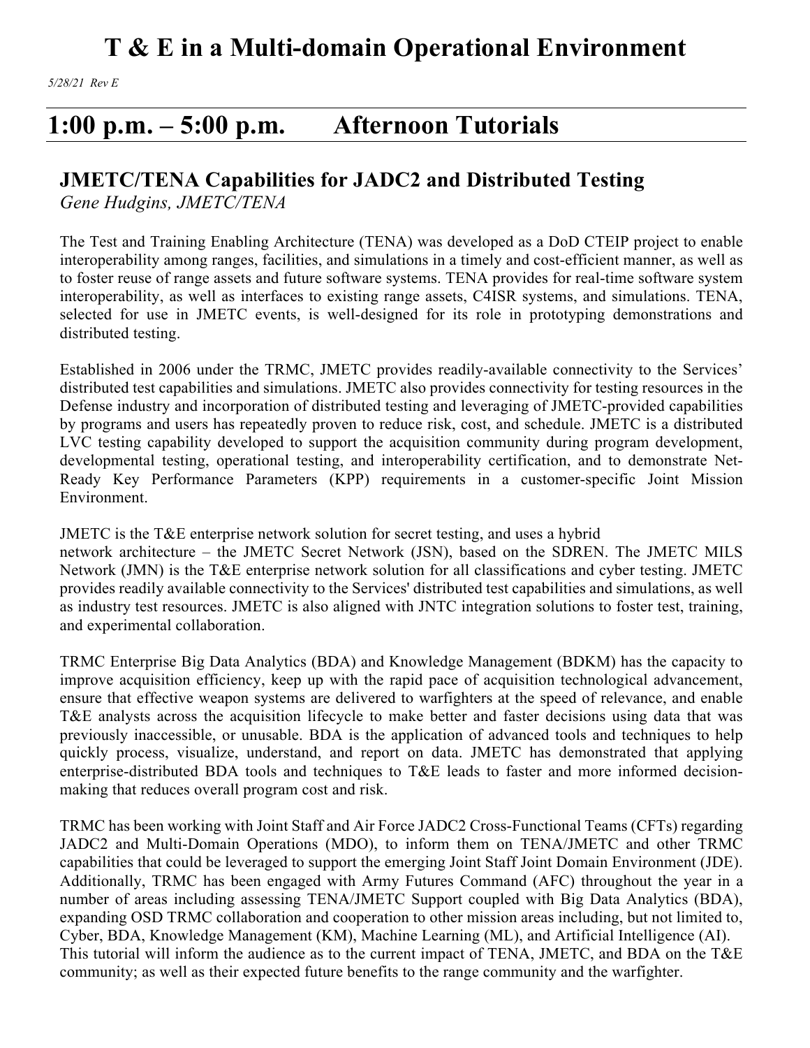# T & E in a Multi-domain Operational Environment

*5/28/21 Rev E*

## 1:00 p.m. – 5:00 p.m. Afternoon Tutorials

### JMETC/TENA Capabilities for JADC2 and Distributed Testing

*Gene Hudgins, JMETC/TENA*

The Test and Training Enabling Architecture (TENA) was developed as a DoD CTEIP project to enable interoperability among ranges, facilities, and simulations in a timely and cost-efficient manner, as well as to foster reuse of range assets and future software systems. TENA provides for real-time software system interoperability, as well as interfaces to existing range assets, C4ISR systems, and simulations. TENA, selected for use in JMETC events, is well-designed for its role in prototyping demonstrations and distributed testing.

Established in 2006 under the TRMC, JMETC provides readily-available connectivity to the Services' distributed test capabilities and simulations. JMETC also provides connectivity for testing resources in the Defense industry and incorporation of distributed testing and leveraging of JMETC-provided capabilities by programs and users has repeatedly proven to reduce risk, cost, and schedule. JMETC is a distributed LVC testing capability developed to support the acquisition community during program development, developmental testing, operational testing, and interoperability certification, and to demonstrate Net-Ready Key Performance Parameters (KPP) requirements in a customer-specific Joint Mission Environment.

JMETC is the T&E enterprise network solution for secret testing, and uses a hybrid network architecture – the JMETC Secret Network (JSN), based on the SDREN. The JMETC MILS Network (JMN) is the T&E enterprise network solution for all classifications and cyber testing. JMETC provides readily available connectivity to the Services' distributed test capabilities and simulations, as well as industry test resources. JMETC is also aligned with JNTC integration solutions to foster test, training, and experimental collaboration.

TRMC Enterprise Big Data Analytics (BDA) and Knowledge Management (BDKM) has the capacity to improve acquisition efficiency, keep up with the rapid pace of acquisition technological advancement, ensure that effective weapon systems are delivered to warfighters at the speed of relevance, and enable T&E analysts across the acquisition lifecycle to make better and faster decisions using data that was previously inaccessible, or unusable. BDA is the application of advanced tools and techniques to help quickly process, visualize, understand, and report on data. JMETC has demonstrated that applying enterprise-distributed BDA tools and techniques to T&E leads to faster and more informed decision-making that reduces overall program cost and risk.

TRMC has been working with Joint Staff and Air Force JADC2 Cross-Functional Teams (CFTs) regarding JADC2 and Multi-Domain Operations (MDO), to inform them on TENA/JMETC and other TRMC capabilities that could be leveraged to support the emerging Joint Staff Joint Domain Environment (JDE). Additionally, TRMC has been engaged with Army Futures Command (AFC) throughout the year in a number of areas including assessing TENA/JMETC Support coupled with Big Data Analytics (BDA), expanding OSD TRMC collaboration and cooperation to other mission areas including, but not limited to, Cyber, BDA, Knowledge Management (KM), Machine Learning (ML), and Artificial Intelligence (AI). This tutorial will inform the audience as to the current impact of TENA, JMETC, and BDA on the T&E community; as well as their expected future benefits to the range community and the warfighter.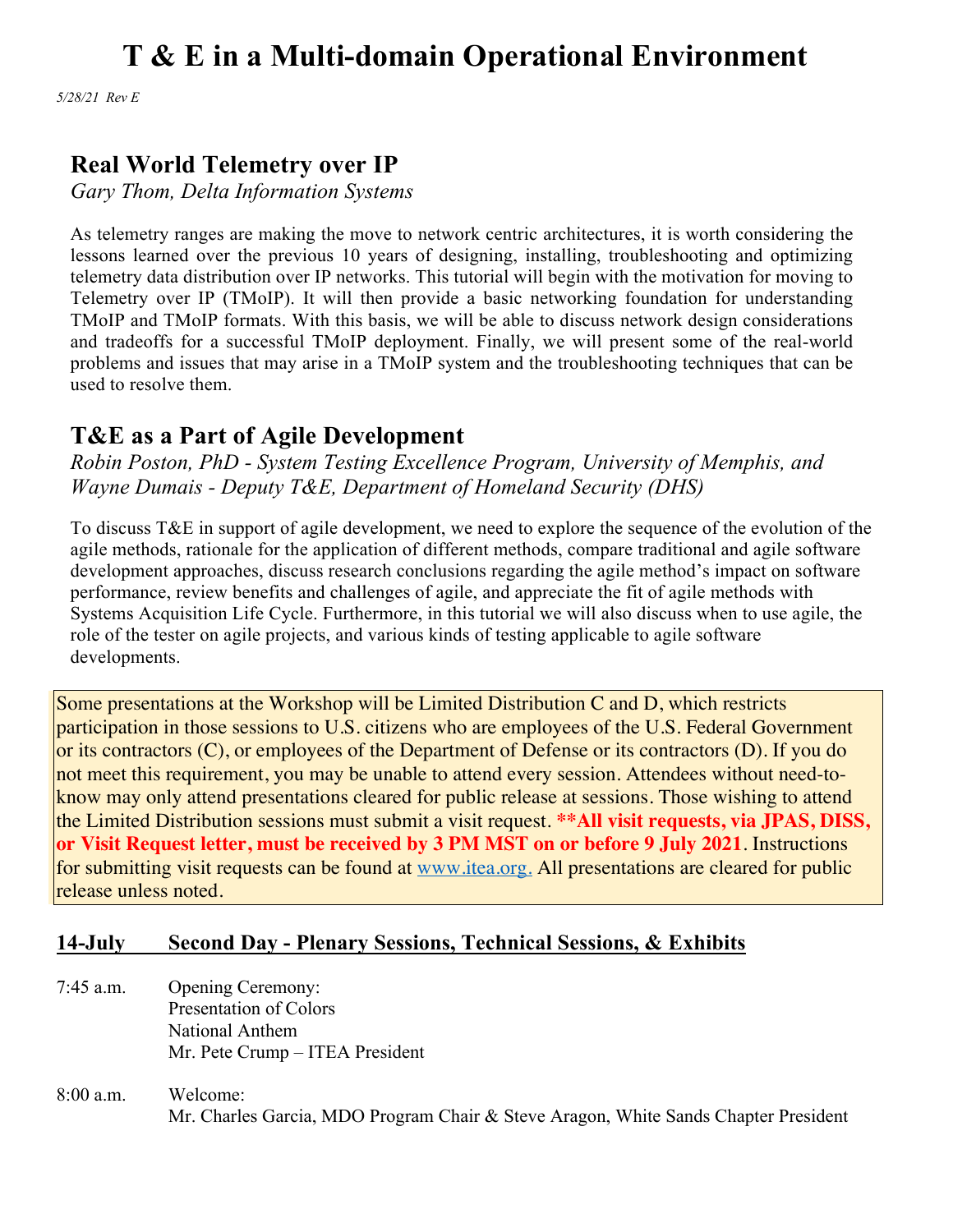# T & E in a Multi-domain Operational Environment

*5/28/21 Rev E*

## Real World Telemetry over IP

*Gary Thom, Delta Information Systems*

As telemetry ranges are making the move to network centric architectures, it is worth considering the lessons learned over the previous 10 years of designing, installing, troubleshooting and optimizing telemetry data distribution over IP networks. This tutorial will begin with the motivation for moving to Telemetry over IP (TMoIP). It will then provide a basic networking foundation for understanding TMoIP and TMoIP formats. With this basis, we will be able to discuss network design considerations and tradeoffs for a successful TMoIP deployment. Finally, we will present some of the real-world problems and issues that may arise in a TMoIP system and the troubleshooting techniques that can be used to resolve them.

## T&E as a Part of Agile Development

*Robin Poston, PhD - System Testing Excellence Program, University of Memphis, and Wayne Dumais - Deputy T&E, Department of Homeland Security (DHS)*

To discuss T&E in support of agile development, we need to explore the sequence of the evolution of the agile methods, rationale for the application of different methods, compare traditional and agile software development approaches, discuss research conclusions regarding the agile method's impact on software performance, review benefits and challenges of agile, and appreciate the fit of agile methods with Systems Acquisition Life Cycle. Furthermore, in this tutorial we will also discuss when to use agile, the role of the tester on agile projects, and various kinds of testing applicable to agile software developments.

Some presentations at the Workshop will be Limited Distribution C and D, which restricts participation in those sessions to U.S. citizens who are employees of the U.S. Federal Government or its contractors (C), or employees of the Department of Defense or its contractors (D). If you do not meet this requirement, you may be unable to attend every session. Attendees without need-to-know may only attend presentations cleared for public release at sessions. Those wishing to attend the Limited Distribution sessions must submit a visit request. **\*\*All visit requests, via JPAS, DISS, or Visit Request letter, must be received by 3 PM MST on or before 9 July 2021**. Instructions for submitting visit requests can be found at [www.itea.org.](http://www.itea.org) All presentations are cleared for public release unless noted.

**14-July Second Day - Plenary Sessions, Technical Sessions, & Exhibits**

7:45 a.m. Opening Ceremony:
Presentation of Colors
National Anthem
Mr. Pete Crump – ITEA President

8:00 a.m. Welcome:
Mr. Charles Garcia, MDO Program Chair & Steve Aragon, White Sands Chapter President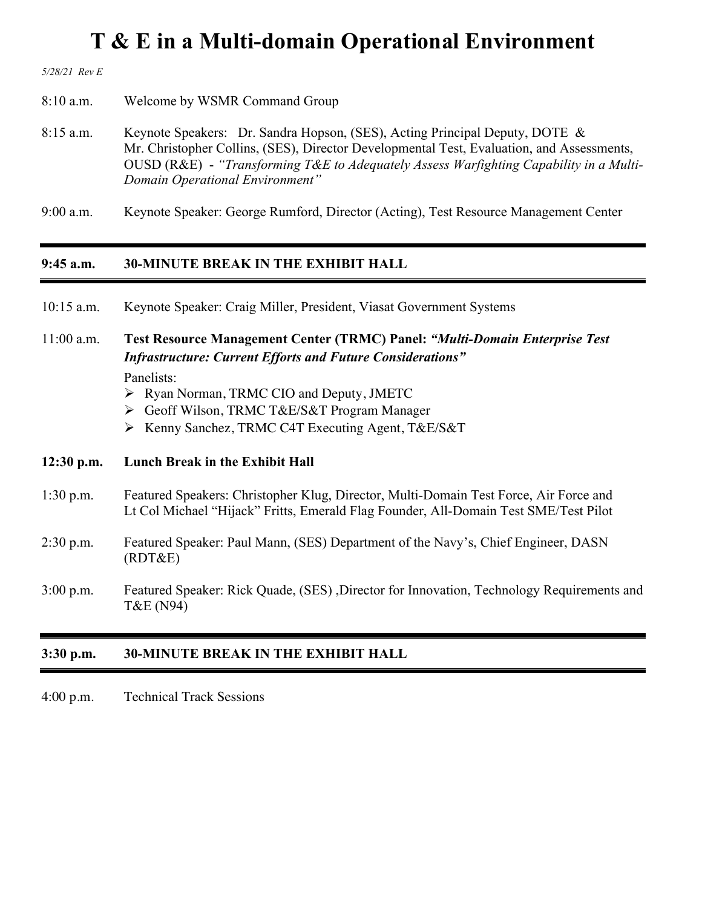# T & E in a Multi-domain Operational Environment

*5/28/21 Rev E*

8:10 a.m. Welcome by WSMR Command Group

8:15 a.m. Keynote Speakers: Dr. Sandra Hopson, (SES), Acting Principal Deputy, DOTE & Mr. Christopher Collins, (SES), Director Developmental Test, Evaluation, and Assessments, OUSD (R&E) - *"Transforming T&E to Adequately Assess Warfighting Capability in a Multi-Domain Operational Environment"*

9:00 a.m. Keynote Speaker: George Rumford, Director (Acting), Test Resource Management Center

---

**9:45 a.m. 30-MINUTE BREAK IN THE EXHIBIT HALL**

---

10:15 a.m. Keynote Speaker: Craig Miller, President, Viasat Government Systems

11:00 a.m. **Test Resource Management Center (TRMC) Panel:** ***"Multi-Domain Enterprise Test Infrastructure: Current Efforts and Future Considerations"***

Panelists:
- Ryan Norman, TRMC CIO and Deputy, JMETC
- Geoff Wilson, TRMC T&E/S&T Program Manager
- Kenny Sanchez, TRMC C4T Executing Agent, T&E/S&T

**12:30 p.m. Lunch Break in the Exhibit Hall**

1:30 p.m. Featured Speakers: Christopher Klug, Director, Multi-Domain Test Force, Air Force and Lt Col Michael "Hijack" Fritts, Emerald Flag Founder, All-Domain Test SME/Test Pilot

2:30 p.m. Featured Speaker: Paul Mann, (SES) Department of the Navy's, Chief Engineer, DASN (RDT&E)

3:00 p.m. Featured Speaker: Rick Quade, (SES) ,Director for Innovation, Technology Requirements and T&E (N94)

---

**3:30 p.m. 30-MINUTE BREAK IN THE EXHIBIT HALL**

---

4:00 p.m. Technical Track Sessions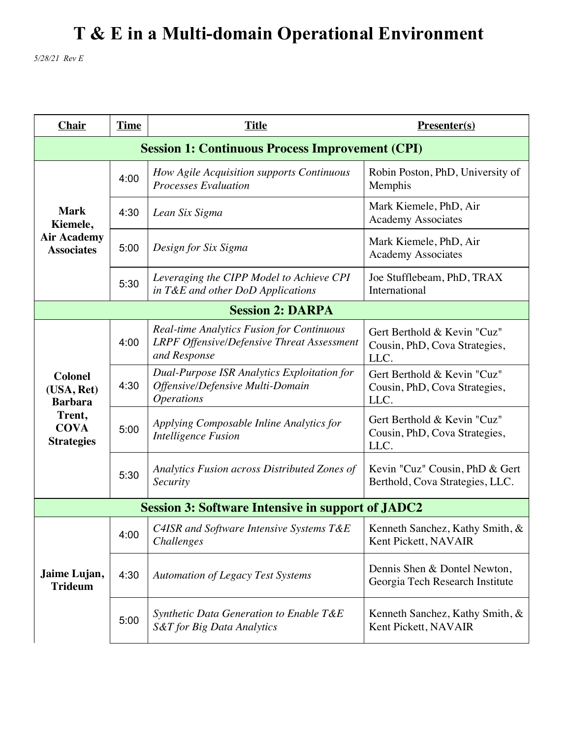# T & E in a Multi-domain Operational Environment

*5/28/21 Rev E*

| Chair | Time | Title | Presenter(s) |
|---|---|---|---|
| **Session 1: Continuous Process Improvement (CPI)** | | | |
| **Mark Kiemele, Air Academy Associates** | 4:00 | *How Agile Acquisition supports Continuous Processes Evaluation* | Robin Poston, PhD, University of Memphis |
| | 4:30 | *Lean Six Sigma* | Mark Kiemele, PhD, Air Academy Associates |
| | 5:00 | *Design for Six Sigma* | Mark Kiemele, PhD, Air Academy Associates |
| | 5:30 | *Leveraging the CIPP Model to Achieve CPI in T&E and other DoD Applications* | Joe Stufflebeam, PhD, TRAX International |
| **Session 2: DARPA** | | | |
| **Colonel (USA, Ret) Barbara Trent, COVA Strategies** | 4:00 | *Real-time Analytics Fusion for Continuous LRPF Offensive/Defensive Threat Assessment and Response* | Gert Berthold & Kevin "Cuz" Cousin, PhD, Cova Strategies, LLC. |
| | 4:30 | *Dual-Purpose ISR Analytics Exploitation for Offensive/Defensive Multi-Domain Operations* | Gert Berthold & Kevin "Cuz" Cousin, PhD, Cova Strategies, LLC. |
| | 5:00 | *Applying Composable Inline Analytics for Intelligence Fusion* | Gert Berthold & Kevin "Cuz" Cousin, PhD, Cova Strategies, LLC. |
| | 5:30 | *Analytics Fusion across Distributed Zones of Security* | Kevin "Cuz" Cousin, PhD & Gert Berthold, Cova Strategies, LLC. |
| **Session 3: Software Intensive in support of JADC2** | | | |
| **Jaime Lujan, Trideum** | 4:00 | *C4ISR and Software Intensive Systems T&E Challenges* | Kenneth Sanchez, Kathy Smith, & Kent Pickett, NAVAIR |
| | 4:30 | *Automation of Legacy Test Systems* | Dennis Shen & Dontel Newton, Georgia Tech Research Institute |
| | 5:00 | *Synthetic Data Generation to Enable T&E S&T for Big Data Analytics* | Kenneth Sanchez, Kathy Smith, & Kent Pickett, NAVAIR |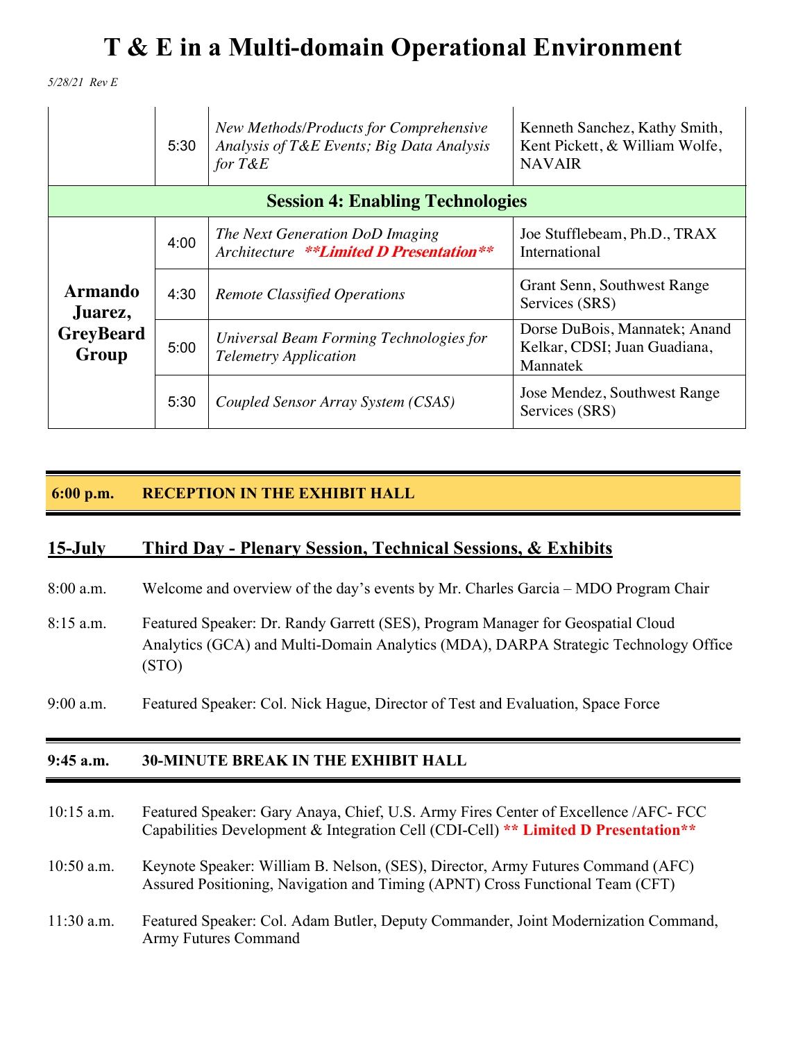# T & E in a Multi-domain Operational Environment

*5/28/21 Rev E*

| | | | |
|---|---|---|---|
| | 5:30 | *New Methods/Products for Comprehensive Analysis of T&E Events; Big Data Analysis for T&E* | Kenneth Sanchez, Kathy Smith, Kent Pickett, & William Wolfe, NAVAIR |
| **Session 4: Enabling Technologies** | | | |
| **Armando Juarez, GreyBeard Group** | 4:00 | *The Next Generation DoD Imaging Architecture* ***\*\*Limited D Presentation\*\**** | Joe Stufflebeam, Ph.D., TRAX International |
| | 4:30 | *Remote Classified Operations* | Grant Senn, Southwest Range Services (SRS) |
| | 5:00 | *Universal Beam Forming Technologies for Telemetry Application* | Dorse DuBois, Mannatek; Anand Kelkar, CDSI; Juan Guadiana, Mannatek |
| | 5:30 | *Coupled Sensor Array System (CSAS)* | Jose Mendez, Southwest Range Services (SRS) |

**6:00 p.m. RECEPTION IN THE EXHIBIT HALL**

## 15-July Third Day - Plenary Session, Technical Sessions, & Exhibits

8:00 a.m. Welcome and overview of the day's events by Mr. Charles Garcia – MDO Program Chair

8:15 a.m. Featured Speaker: Dr. Randy Garrett (SES), Program Manager for Geospatial Cloud Analytics (GCA) and Multi-Domain Analytics (MDA), DARPA Strategic Technology Office (STO)

9:00 a.m. Featured Speaker: Col. Nick Hague, Director of Test and Evaluation, Space Force

**9:45 a.m. 30-MINUTE BREAK IN THE EXHIBIT HALL**

10:15 a.m. Featured Speaker: Gary Anaya, Chief, U.S. Army Fires Center of Excellence /AFC- FCC Capabilities Development & Integration Cell (CDI-Cell) **\*\* Limited D Presentation\*\***

10:50 a.m. Keynote Speaker: William B. Nelson, (SES), Director, Army Futures Command (AFC) Assured Positioning, Navigation and Timing (APNT) Cross Functional Team (CFT)

11:30 a.m. Featured Speaker: Col. Adam Butler, Deputy Commander, Joint Modernization Command, Army Futures Command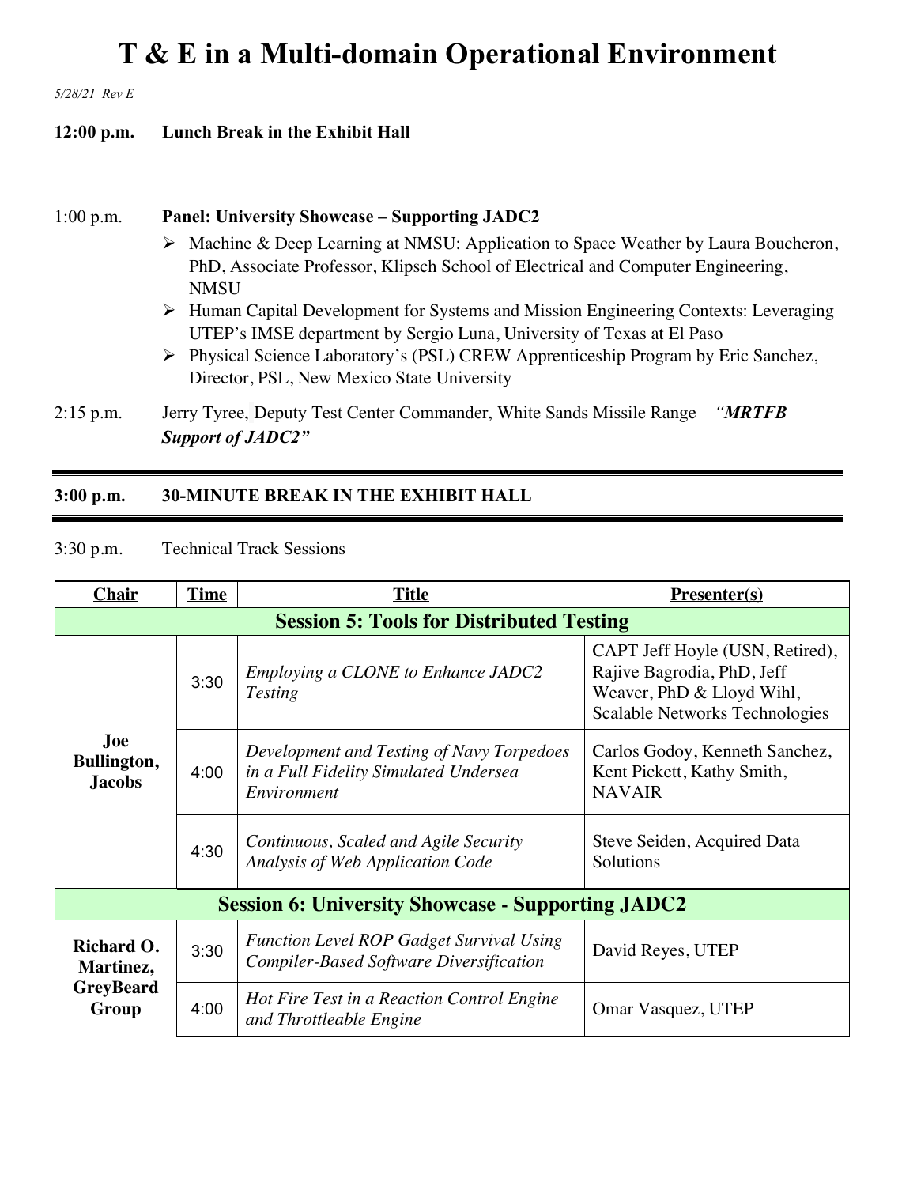# T & E in a Multi-domain Operational Environment

*5/28/21 Rev E*

**12:00 p.m. Lunch Break in the Exhibit Hall**

1:00 p.m. **Panel: University Showcase – Supporting JADC2**

- Machine & Deep Learning at NMSU: Application to Space Weather by Laura Boucheron, PhD, Associate Professor, Klipsch School of Electrical and Computer Engineering, NMSU
- Human Capital Development for Systems and Mission Engineering Contexts: Leveraging UTEP's IMSE department by Sergio Luna, University of Texas at El Paso
- Physical Science Laboratory's (PSL) CREW Apprenticeship Program by Eric Sanchez, Director, PSL, New Mexico State University

2:15 p.m. Jerry Tyree, Deputy Test Center Commander, White Sands Missile Range – ***"MRTFB Support of JADC2"***

**3:00 p.m. 30-MINUTE BREAK IN THE EXHIBIT HALL**

3:30 p.m. Technical Track Sessions

| Chair | Time | Title | Presenter(s) |
|---|---|---|---|
| **Session 5: Tools for Distributed Testing** | | | |
| **Joe Bullington, Jacobs** | 3:30 | *Employing a CLONE to Enhance JADC2 Testing* | CAPT Jeff Hoyle (USN, Retired), Rajive Bagrodia, PhD, Jeff Weaver, PhD & Lloyd Wihl, Scalable Networks Technologies |
| | 4:00 | *Development and Testing of Navy Torpedoes in a Full Fidelity Simulated Undersea Environment* | Carlos Godoy, Kenneth Sanchez, Kent Pickett, Kathy Smith, NAVAIR |
| | 4:30 | *Continuous, Scaled and Agile Security Analysis of Web Application Code* | Steve Seiden, Acquired Data Solutions |
| **Session 6: University Showcase - Supporting JADC2** | | | |
| **Richard O. Martinez, GreyBeard Group** | 3:30 | *Function Level ROP Gadget Survival Using Compiler-Based Software Diversification* | David Reyes, UTEP |
| | 4:00 | *Hot Fire Test in a Reaction Control Engine and Throttleable Engine* | Omar Vasquez, UTEP |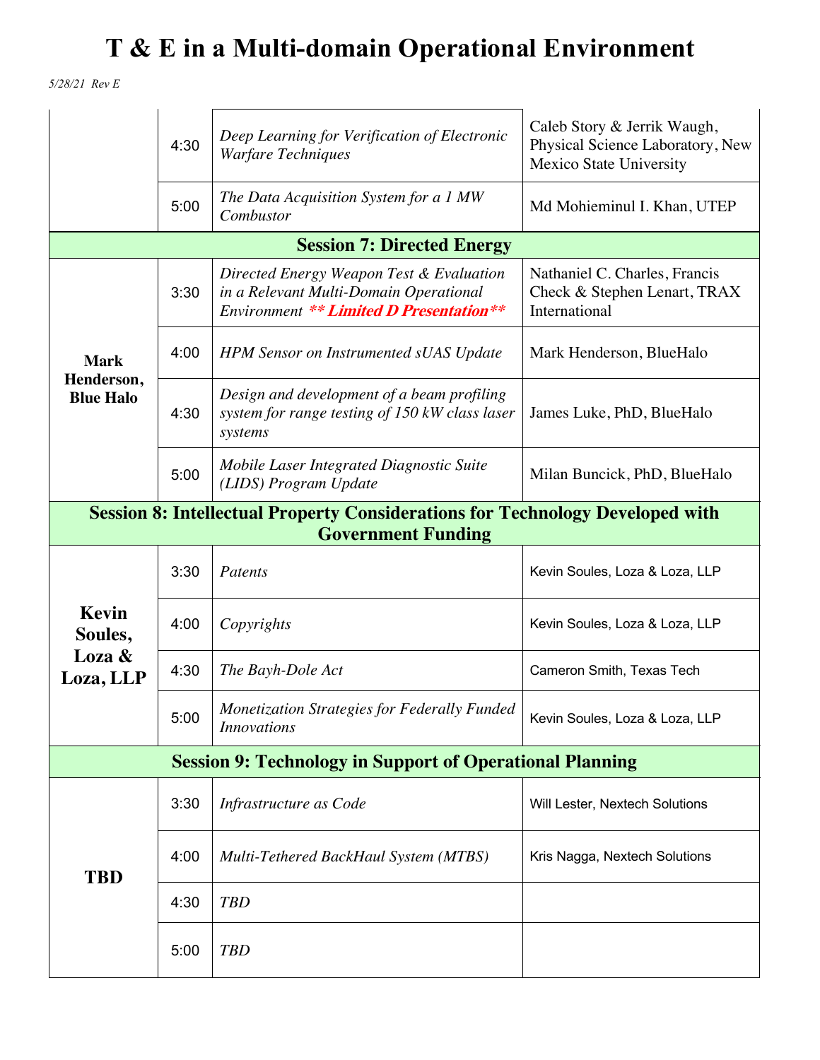# T & E in a Multi-domain Operational Environment

*5/28/21 Rev E*

| | | | |
|---|---|---|---|
| | 4:30 | *Deep Learning for Verification of Electronic Warfare Techniques* | Caleb Story & Jerrik Waugh, Physical Science Laboratory, New Mexico State University |
| | 5:00 | *The Data Acquisition System for a 1 MW Combustor* | Md Mohieminul I. Khan, UTEP |
| **Session 7: Directed Energy** | | | |
| **Mark Henderson, Blue Halo** | 3:30 | *Directed Energy Weapon Test & Evaluation in a Relevant Multi-Domain Operational Environment* ***\*\* Limited D Presentation\*\**** | Nathaniel C. Charles, Francis Check & Stephen Lenart, TRAX International |
| | 4:00 | *HPM Sensor on Instrumented sUAS Update* | Mark Henderson, BlueHalo |
| | 4:30 | *Design and development of a beam profiling system for range testing of 150 kW class laser systems* | James Luke, PhD, BlueHalo |
| | 5:00 | *Mobile Laser Integrated Diagnostic Suite (LIDS) Program Update* | Milan Buncick, PhD, BlueHalo |
| **Session 8: Intellectual Property Considerations for Technology Developed with Government Funding** | | | |
| **Kevin Soules, Loza & Loza, LLP** | 3:30 | *Patents* | Kevin Soules, Loza & Loza, LLP |
| | 4:00 | *Copyrights* | Kevin Soules, Loza & Loza, LLP |
| | 4:30 | *The Bayh-Dole Act* | Cameron Smith, Texas Tech |
| | 5:00 | *Monetization Strategies for Federally Funded Innovations* | Kevin Soules, Loza & Loza, LLP |
| **Session 9: Technology in Support of Operational Planning** | | | |
| **TBD** | 3:30 | *Infrastructure as Code* | Will Lester, Nextech Solutions |
| | 4:00 | *Multi-Tethered BackHaul System (MTBS)* | Kris Nagga, Nextech Solutions |
| | 4:30 | *TBD* | |
| | 5:00 | *TBD* | |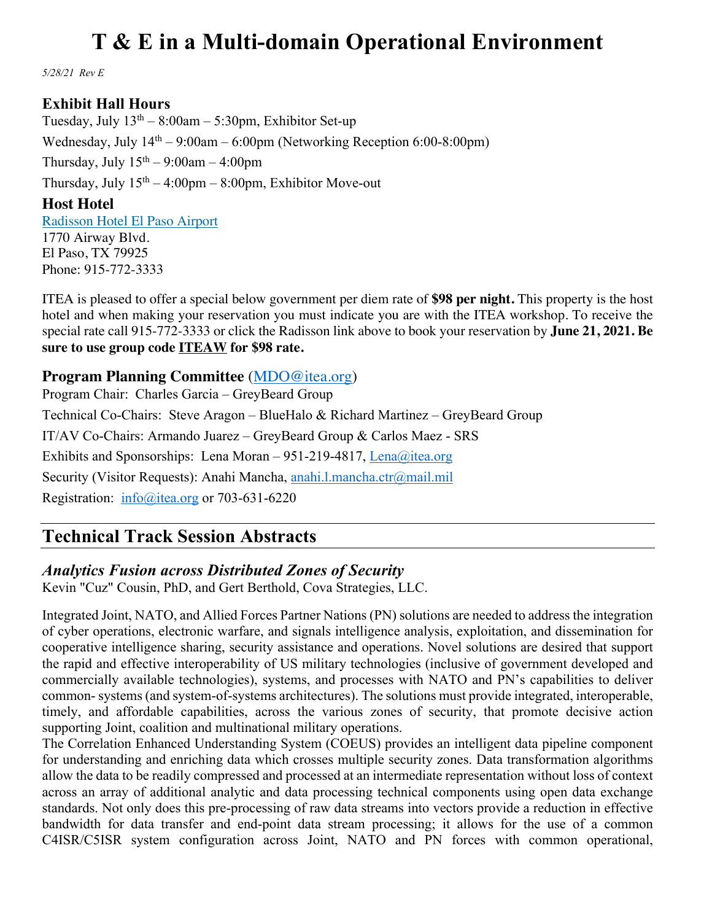# T & E in a Multi-domain Operational Environment

*5/28/21 Rev E*

### Exhibit Hall Hours

Tuesday, July 13th – 8:00am – 5:30pm, Exhibitor Set-up

Wednesday, July 14th – 9:00am – 6:00pm (Networking Reception 6:00-8:00pm)

Thursday, July 15th – 9:00am – 4:00pm

Thursday, July 15th – 4:00pm – 8:00pm, Exhibitor Move-out

### Host Hotel

Radisson Hotel El Paso Airport
1770 Airway Blvd.
El Paso, TX 79925
Phone: 915-772-3333

ITEA is pleased to offer a special below government per diem rate of **$98 per night.** This property is the host hotel and when making your reservation you must indicate you are with the ITEA workshop. To receive the special rate call 915-772-3333 or click the Radisson link above to book your reservation by **June 21, 2021. Be sure to use group code ITEAW for $98 rate.**

### Program Planning Committee (MDO@itea.org)

Program Chair: Charles Garcia – GreyBeard Group

Technical Co-Chairs: Steve Aragon – BlueHalo & Richard Martinez – GreyBeard Group

IT/AV Co-Chairs: Armando Juarez – GreyBeard Group & Carlos Maez - SRS

Exhibits and Sponsorships: Lena Moran – 951-219-4817, Lena@itea.org

Security (Visitor Requests): Anahi Mancha, anahi.l.mancha.ctr@mail.mil

Registration: info@itea.org or 703-631-6220

## Technical Track Session Abstracts

### *Analytics Fusion across Distributed Zones of Security*

Kevin "Cuz" Cousin, PhD, and Gert Berthold, Cova Strategies, LLC.

Integrated Joint, NATO, and Allied Forces Partner Nations (PN) solutions are needed to address the integration of cyber operations, electronic warfare, and signals intelligence analysis, exploitation, and dissemination for cooperative intelligence sharing, security assistance and operations. Novel solutions are desired that support the rapid and effective interoperability of US military technologies (inclusive of government developed and commercially available technologies), systems, and processes with NATO and PN's capabilities to deliver common- systems (and system-of-systems architectures). The solutions must provide integrated, interoperable, timely, and affordable capabilities, across the various zones of security, that promote decisive action supporting Joint, coalition and multinational military operations.
The Correlation Enhanced Understanding System (COEUS) provides an intelligent data pipeline component for understanding and enriching data which crosses multiple security zones. Data transformation algorithms allow the data to be readily compressed and processed at an intermediate representation without loss of context across an array of additional analytic and data processing technical components using open data exchange standards. Not only does this pre-processing of raw data streams into vectors provide a reduction in effective bandwidth for data transfer and end-point data stream processing; it allows for the use of a common C4ISR/C5ISR system configuration across Joint, NATO and PN forces with common operational,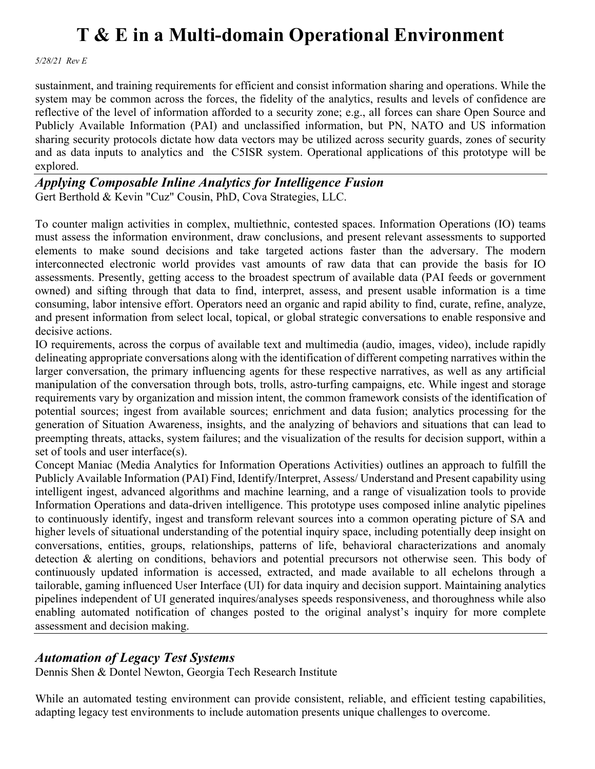sustainment, and training requirements for efficient and consist information sharing and operations. While the system may be common across the forces, the fidelity of the analytics, results and levels of confidence are reflective of the level of information afforded to a security zone; e.g., all forces can share Open Source and Publicly Available Information (PAI) and unclassified information, but PN, NATO and US information sharing security protocols dictate how data vectors may be utilized across security guards, zones of security and as data inputs to analytics and the C5ISR system. Operational applications of this prototype will be explored.

---

### *Applying Composable Inline Analytics for Intelligence Fusion*

Gert Berthold & Kevin "Cuz" Cousin, PhD, Cova Strategies, LLC.

To counter malign activities in complex, multiethnic, contested spaces. Information Operations (IO) teams must assess the information environment, draw conclusions, and present relevant assessments to supported elements to make sound decisions and take targeted actions faster than the adversary. The modern interconnected electronic world provides vast amounts of raw data that can provide the basis for IO assessments. Presently, getting access to the broadest spectrum of available data (PAI feeds or government owned) and sifting through that data to find, interpret, assess, and present usable information is a time consuming, labor intensive effort. Operators need an organic and rapid ability to find, curate, refine, analyze, and present information from select local, topical, or global strategic conversations to enable responsive and decisive actions.

IO requirements, across the corpus of available text and multimedia (audio, images, video), include rapidly delineating appropriate conversations along with the identification of different competing narratives within the larger conversation, the primary influencing agents for these respective narratives, as well as any artificial manipulation of the conversation through bots, trolls, astro-turfing campaigns, etc. While ingest and storage requirements vary by organization and mission intent, the common framework consists of the identification of potential sources; ingest from available sources; enrichment and data fusion; analytics processing for the generation of Situation Awareness, insights, and the analyzing of behaviors and situations that can lead to preempting threats, attacks, system failures; and the visualization of the results for decision support, within a set of tools and user interface(s).

Concept Maniac (Media Analytics for Information Operations Activities) outlines an approach to fulfill the Publicly Available Information (PAI) Find, Identify/Interpret, Assess/ Understand and Present capability using intelligent ingest, advanced algorithms and machine learning, and a range of visualization tools to provide Information Operations and data-driven intelligence. This prototype uses composed inline analytic pipelines to continuously identify, ingest and transform relevant sources into a common operating picture of SA and higher levels of situational understanding of the potential inquiry space, including potentially deep insight on conversations, entities, groups, relationships, patterns of life, behavioral characterizations and anomaly detection & alerting on conditions, behaviors and potential precursors not otherwise seen. This body of continuously updated information is accessed, extracted, and made available to all echelons through a tailorable, gaming influenced User Interface (UI) for data inquiry and decision support. Maintaining analytics pipelines independent of UI generated inquires/analyses speeds responsiveness, and thoroughness while also enabling automated notification of changes posted to the original analyst's inquiry for more complete assessment and decision making.

---

### *Automation of Legacy Test Systems*

Dennis Shen & Dontel Newton, Georgia Tech Research Institute

While an automated testing environment can provide consistent, reliable, and efficient testing capabilities, adapting legacy test environments to include automation presents unique challenges to overcome.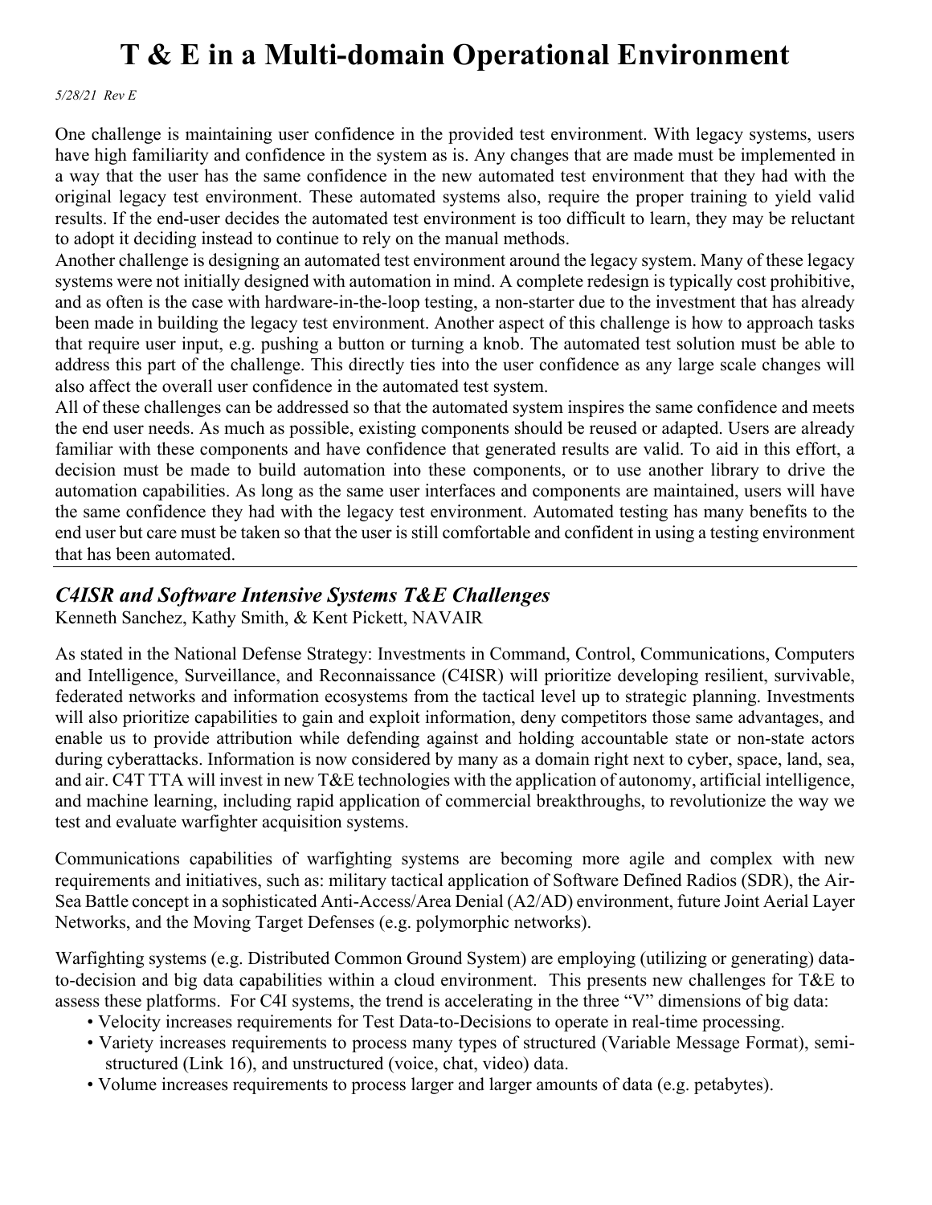One challenge is maintaining user confidence in the provided test environment. With legacy systems, users have high familiarity and confidence in the system as is. Any changes that are made must be implemented in a way that the user has the same confidence in the new automated test environment that they had with the original legacy test environment. These automated systems also, require the proper training to yield valid results. If the end-user decides the automated test environment is too difficult to learn, they may be reluctant to adopt it deciding instead to continue to rely on the manual methods.
Another challenge is designing an automated test environment around the legacy system. Many of these legacy systems were not initially designed with automation in mind. A complete redesign is typically cost prohibitive, and as often is the case with hardware-in-the-loop testing, a non-starter due to the investment that has already been made in building the legacy test environment. Another aspect of this challenge is how to approach tasks that require user input, e.g. pushing a button or turning a knob. The automated test solution must be able to address this part of the challenge. This directly ties into the user confidence as any large scale changes will also affect the overall user confidence in the automated test system.
All of these challenges can be addressed so that the automated system inspires the same confidence and meets the end user needs. As much as possible, existing components should be reused or adapted. Users are already familiar with these components and have confidence that generated results are valid. To aid in this effort, a decision must be made to build automation into these components, or to use another library to drive the automation capabilities. As long as the same user interfaces and components are maintained, users will have the same confidence they had with the legacy test environment. Automated testing has many benefits to the end user but care must be taken so that the user is still comfortable and confident in using a testing environment that has been automated.

---

## *C4ISR and Software Intensive Systems T&E Challenges*

Kenneth Sanchez, Kathy Smith, & Kent Pickett, NAVAIR

As stated in the National Defense Strategy: Investments in Command, Control, Communications, Computers and Intelligence, Surveillance, and Reconnaissance (C4ISR) will prioritize developing resilient, survivable, federated networks and information ecosystems from the tactical level up to strategic planning. Investments will also prioritize capabilities to gain and exploit information, deny competitors those same advantages, and enable us to provide attribution while defending against and holding accountable state or non-state actors during cyberattacks. Information is now considered by many as a domain right next to cyber, space, land, sea, and air. C4T TTA will invest in new T&E technologies with the application of autonomy, artificial intelligence, and machine learning, including rapid application of commercial breakthroughs, to revolutionize the way we test and evaluate warfighter acquisition systems.

Communications capabilities of warfighting systems are becoming more agile and complex with new requirements and initiatives, such as: military tactical application of Software Defined Radios (SDR), the Air-Sea Battle concept in a sophisticated Anti-Access/Area Denial (A2/AD) environment, future Joint Aerial Layer Networks, and the Moving Target Defenses (e.g. polymorphic networks).

Warfighting systems (e.g. Distributed Common Ground System) are employing (utilizing or generating) data-to-decision and big data capabilities within a cloud environment. This presents new challenges for T&E to assess these platforms. For C4I systems, the trend is accelerating in the three "V" dimensions of big data:

- Velocity increases requirements for Test Data-to-Decisions to operate in real-time processing.
- Variety increases requirements to process many types of structured (Variable Message Format), semi-structured (Link 16), and unstructured (voice, chat, video) data.
- Volume increases requirements to process larger and larger amounts of data (e.g. petabytes).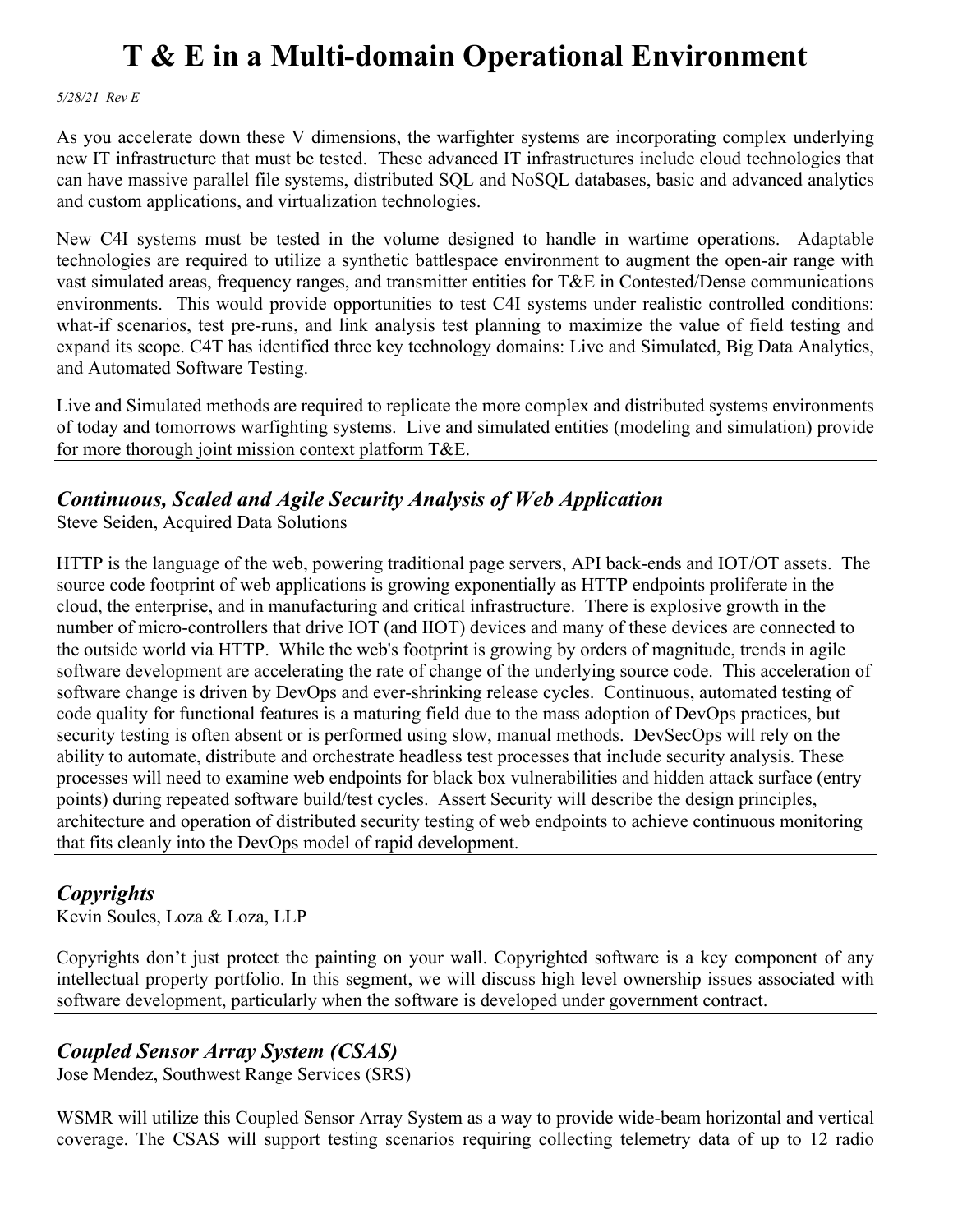# T & E in a Multi-domain Operational Environment

*5/28/21 Rev E*

As you accelerate down these V dimensions, the warfighter systems are incorporating complex underlying new IT infrastructure that must be tested. These advanced IT infrastructures include cloud technologies that can have massive parallel file systems, distributed SQL and NoSQL databases, basic and advanced analytics and custom applications, and virtualization technologies.

New C4I systems must be tested in the volume designed to handle in wartime operations. Adaptable technologies are required to utilize a synthetic battlespace environment to augment the open-air range with vast simulated areas, frequency ranges, and transmitter entities for T&E in Contested/Dense communications environments. This would provide opportunities to test C4I systems under realistic controlled conditions: what-if scenarios, test pre-runs, and link analysis test planning to maximize the value of field testing and expand its scope. C4T has identified three key technology domains: Live and Simulated, Big Data Analytics, and Automated Software Testing.

Live and Simulated methods are required to replicate the more complex and distributed systems environments of today and tomorrows warfighting systems. Live and simulated entities (modeling and simulation) provide for more thorough joint mission context platform T&E.

---

## *Continuous, Scaled and Agile Security Analysis of Web Application*

Steve Seiden, Acquired Data Solutions

HTTP is the language of the web, powering traditional page servers, API back-ends and IOT/OT assets. The source code footprint of web applications is growing exponentially as HTTP endpoints proliferate in the cloud, the enterprise, and in manufacturing and critical infrastructure. There is explosive growth in the number of micro-controllers that drive IOT (and IIOT) devices and many of these devices are connected to the outside world via HTTP. While the web's footprint is growing by orders of magnitude, trends in agile software development are accelerating the rate of change of the underlying source code. This acceleration of software change is driven by DevOps and ever-shrinking release cycles. Continuous, automated testing of code quality for functional features is a maturing field due to the mass adoption of DevOps practices, but security testing is often absent or is performed using slow, manual methods. DevSecOps will rely on the ability to automate, distribute and orchestrate headless test processes that include security analysis. These processes will need to examine web endpoints for black box vulnerabilities and hidden attack surface (entry points) during repeated software build/test cycles. Assert Security will describe the design principles, architecture and operation of distributed security testing of web endpoints to achieve continuous monitoring that fits cleanly into the DevOps model of rapid development.

---

## *Copyrights*

Kevin Soules, Loza & Loza, LLP

Copyrights don't just protect the painting on your wall. Copyrighted software is a key component of any intellectual property portfolio. In this segment, we will discuss high level ownership issues associated with software development, particularly when the software is developed under government contract.

---

## *Coupled Sensor Array System (CSAS)*

Jose Mendez, Southwest Range Services (SRS)

WSMR will utilize this Coupled Sensor Array System as a way to provide wide-beam horizontal and vertical coverage. The CSAS will support testing scenarios requiring collecting telemetry data of up to 12 radio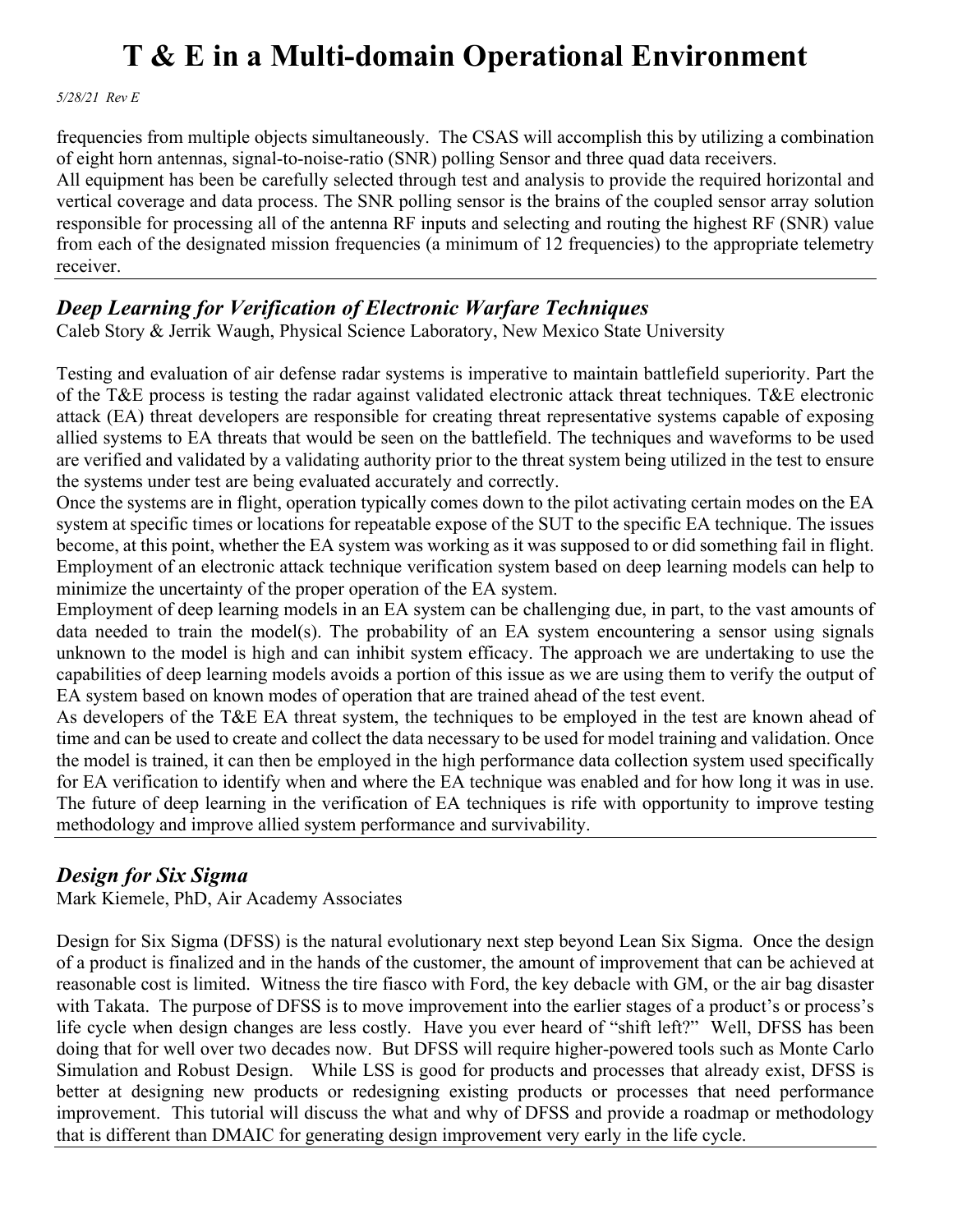frequencies from multiple objects simultaneously. The CSAS will accomplish this by utilizing a combination of eight horn antennas, signal-to-noise-ratio (SNR) polling Sensor and three quad data receivers.
All equipment has been be carefully selected through test and analysis to provide the required horizontal and vertical coverage and data process. The SNR polling sensor is the brains of the coupled sensor array solution responsible for processing all of the antenna RF inputs and selecting and routing the highest RF (SNR) value from each of the designated mission frequencies (a minimum of 12 frequencies) to the appropriate telemetry receiver.

---

## *Deep Learning for Verification of Electronic Warfare Techniques*

Caleb Story & Jerrik Waugh, Physical Science Laboratory, New Mexico State University

Testing and evaluation of air defense radar systems is imperative to maintain battlefield superiority. Part the of the T&E process is testing the radar against validated electronic attack threat techniques. T&E electronic attack (EA) threat developers are responsible for creating threat representative systems capable of exposing allied systems to EA threats that would be seen on the battlefield. The techniques and waveforms to be used are verified and validated by a validating authority prior to the threat system being utilized in the test to ensure the systems under test are being evaluated accurately and correctly.
Once the systems are in flight, operation typically comes down to the pilot activating certain modes on the EA system at specific times or locations for repeatable expose of the SUT to the specific EA technique. The issues become, at this point, whether the EA system was working as it was supposed to or did something fail in flight. Employment of an electronic attack technique verification system based on deep learning models can help to minimize the uncertainty of the proper operation of the EA system.
Employment of deep learning models in an EA system can be challenging due, in part, to the vast amounts of data needed to train the model(s). The probability of an EA system encountering a sensor using signals unknown to the model is high and can inhibit system efficacy. The approach we are undertaking to use the capabilities of deep learning models avoids a portion of this issue as we are using them to verify the output of EA system based on known modes of operation that are trained ahead of the test event.
As developers of the T&E EA threat system, the techniques to be employed in the test are known ahead of time and can be used to create and collect the data necessary to be used for model training and validation. Once the model is trained, it can then be employed in the high performance data collection system used specifically for EA verification to identify when and where the EA technique was enabled and for how long it was in use. The future of deep learning in the verification of EA techniques is rife with opportunity to improve testing methodology and improve allied system performance and survivability.

---

## *Design for Six Sigma*

Mark Kiemele, PhD, Air Academy Associates

Design for Six Sigma (DFSS) is the natural evolutionary next step beyond Lean Six Sigma. Once the design of a product is finalized and in the hands of the customer, the amount of improvement that can be achieved at reasonable cost is limited. Witness the tire fiasco with Ford, the key debacle with GM, or the air bag disaster with Takata. The purpose of DFSS is to move improvement into the earlier stages of a product's or process's life cycle when design changes are less costly. Have you ever heard of "shift left?" Well, DFSS has been doing that for well over two decades now. But DFSS will require higher-powered tools such as Monte Carlo Simulation and Robust Design. While LSS is good for products and processes that already exist, DFSS is better at designing new products or redesigning existing products or processes that need performance improvement. This tutorial will discuss the what and why of DFSS and provide a roadmap or methodology that is different than DMAIC for generating design improvement very early in the life cycle.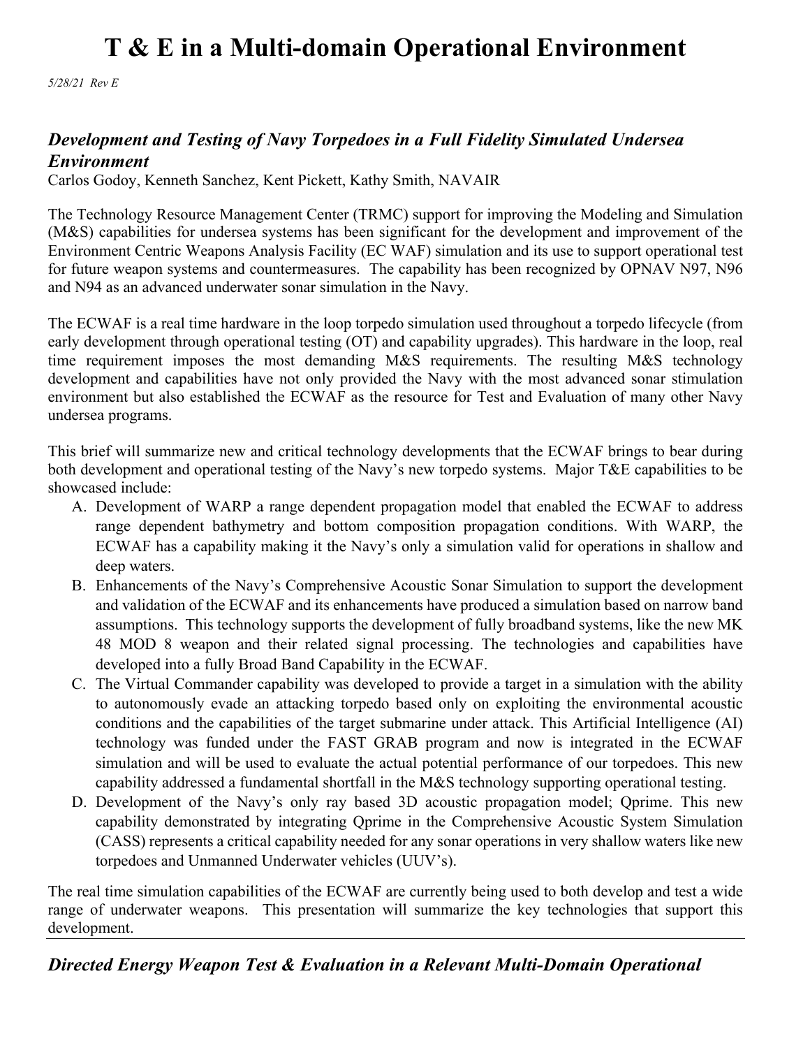# T & E in a Multi-domain Operational Environment

*5/28/21 Rev E*

## *Development and Testing of Navy Torpedoes in a Full Fidelity Simulated Undersea Environment*

Carlos Godoy, Kenneth Sanchez, Kent Pickett, Kathy Smith, NAVAIR

The Technology Resource Management Center (TRMC) support for improving the Modeling and Simulation (M&S) capabilities for undersea systems has been significant for the development and improvement of the Environment Centric Weapons Analysis Facility (EC WAF) simulation and its use to support operational test for future weapon systems and countermeasures. The capability has been recognized by OPNAV N97, N96 and N94 as an advanced underwater sonar simulation in the Navy.

The ECWAF is a real time hardware in the loop torpedo simulation used throughout a torpedo lifecycle (from early development through operational testing (OT) and capability upgrades). This hardware in the loop, real time requirement imposes the most demanding M&S requirements. The resulting M&S technology development and capabilities have not only provided the Navy with the most advanced sonar stimulation environment but also established the ECWAF as the resource for Test and Evaluation of many other Navy undersea programs.

This brief will summarize new and critical technology developments that the ECWAF brings to bear during both development and operational testing of the Navy's new torpedo systems. Major T&E capabilities to be showcased include:

A. Development of WARP a range dependent propagation model that enabled the ECWAF to address range dependent bathymetry and bottom composition propagation conditions. With WARP, the ECWAF has a capability making it the Navy's only a simulation valid for operations in shallow and deep waters.
B. Enhancements of the Navy's Comprehensive Acoustic Sonar Simulation to support the development and validation of the ECWAF and its enhancements have produced a simulation based on narrow band assumptions. This technology supports the development of fully broadband systems, like the new MK 48 MOD 8 weapon and their related signal processing. The technologies and capabilities have developed into a fully Broad Band Capability in the ECWAF.
C. The Virtual Commander capability was developed to provide a target in a simulation with the ability to autonomously evade an attacking torpedo based only on exploiting the environmental acoustic conditions and the capabilities of the target submarine under attack. This Artificial Intelligence (AI) technology was funded under the FAST GRAB program and now is integrated in the ECWAF simulation and will be used to evaluate the actual potential performance of our torpedoes. This new capability addressed a fundamental shortfall in the M&S technology supporting operational testing.
D. Development of the Navy's only ray based 3D acoustic propagation model; Qprime. This new capability demonstrated by integrating Qprime in the Comprehensive Acoustic System Simulation (CASS) represents a critical capability needed for any sonar operations in very shallow waters like new torpedoes and Unmanned Underwater vehicles (UUV's).

The real time simulation capabilities of the ECWAF are currently being used to both develop and test a wide range of underwater weapons. This presentation will summarize the key technologies that support this development.

---

## *Directed Energy Weapon Test & Evaluation in a Relevant Multi-Domain Operational*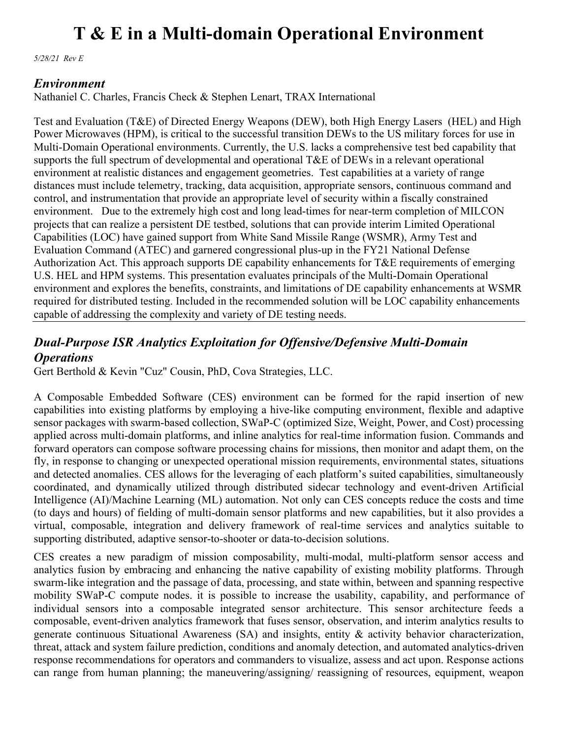# T & E in a Multi-domain Operational Environment

*5/28/21 Rev E*

## *Environment*

Nathaniel C. Charles, Francis Check & Stephen Lenart, TRAX International

Test and Evaluation (T&E) of Directed Energy Weapons (DEW), both High Energy Lasers (HEL) and High Power Microwaves (HPM), is critical to the successful transition DEWs to the US military forces for use in Multi-Domain Operational environments. Currently, the U.S. lacks a comprehensive test bed capability that supports the full spectrum of developmental and operational T&E of DEWs in a relevant operational environment at realistic distances and engagement geometries. Test capabilities at a variety of range distances must include telemetry, tracking, data acquisition, appropriate sensors, continuous command and control, and instrumentation that provide an appropriate level of security within a fiscally constrained environment. Due to the extremely high cost and long lead-times for near-term completion of MILCON projects that can realize a persistent DE testbed, solutions that can provide interim Limited Operational Capabilities (LOC) have gained support from White Sand Missile Range (WSMR), Army Test and Evaluation Command (ATEC) and garnered congressional plus-up in the FY21 National Defense Authorization Act. This approach supports DE capability enhancements for T&E requirements of emerging U.S. HEL and HPM systems. This presentation evaluates principals of the Multi-Domain Operational environment and explores the benefits, constraints, and limitations of DE capability enhancements at WSMR required for distributed testing. Included in the recommended solution will be LOC capability enhancements capable of addressing the complexity and variety of DE testing needs.

---

## *Dual-Purpose ISR Analytics Exploitation for Offensive/Defensive Multi-Domain Operations*

Gert Berthold & Kevin "Cuz" Cousin, PhD, Cova Strategies, LLC.

A Composable Embedded Software (CES) environment can be formed for the rapid insertion of new capabilities into existing platforms by employing a hive-like computing environment, flexible and adaptive sensor packages with swarm-based collection, SWaP-C (optimized Size, Weight, Power, and Cost) processing applied across multi-domain platforms, and inline analytics for real-time information fusion. Commands and forward operators can compose software processing chains for missions, then monitor and adapt them, on the fly, in response to changing or unexpected operational mission requirements, environmental states, situations and detected anomalies. CES allows for the leveraging of each platform's suited capabilities, simultaneously coordinated, and dynamically utilized through distributed sidecar technology and event-driven Artificial Intelligence (AI)/Machine Learning (ML) automation. Not only can CES concepts reduce the costs and time (to days and hours) of fielding of multi-domain sensor platforms and new capabilities, but it also provides a virtual, composable, integration and delivery framework of real-time services and analytics suitable to supporting distributed, adaptive sensor-to-shooter or data-to-decision solutions.

CES creates a new paradigm of mission composability, multi-modal, multi-platform sensor access and analytics fusion by embracing and enhancing the native capability of existing mobility platforms. Through swarm-like integration and the passage of data, processing, and state within, between and spanning respective mobility SWaP-C compute nodes. it is possible to increase the usability, capability, and performance of individual sensors into a composable integrated sensor architecture. This sensor architecture feeds a composable, event-driven analytics framework that fuses sensor, observation, and interim analytics results to generate continuous Situational Awareness (SA) and insights, entity & activity behavior characterization, threat, attack and system failure prediction, conditions and anomaly detection, and automated analytics-driven response recommendations for operators and commanders to visualize, assess and act upon. Response actions can range from human planning; the maneuvering/assigning/ reassigning of resources, equipment, weapon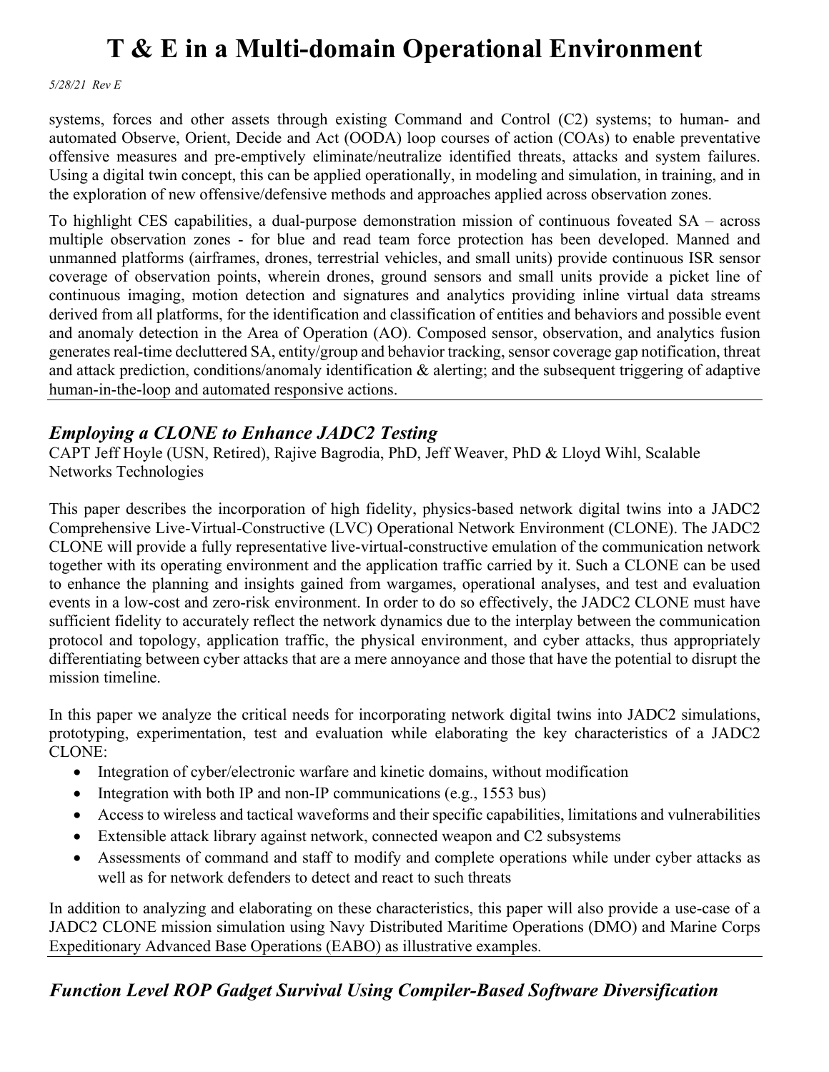systems, forces and other assets through existing Command and Control (C2) systems; to human- and automated Observe, Orient, Decide and Act (OODA) loop courses of action (COAs) to enable preventative offensive measures and pre-emptively eliminate/neutralize identified threats, attacks and system failures. Using a digital twin concept, this can be applied operationally, in modeling and simulation, in training, and in the exploration of new offensive/defensive methods and approaches applied across observation zones.

To highlight CES capabilities, a dual-purpose demonstration mission of continuous foveated SA – across multiple observation zones - for blue and read team force protection has been developed. Manned and unmanned platforms (airframes, drones, terrestrial vehicles, and small units) provide continuous ISR sensor coverage of observation points, wherein drones, ground sensors and small units provide a picket line of continuous imaging, motion detection and signatures and analytics providing inline virtual data streams derived from all platforms, for the identification and classification of entities and behaviors and possible event and anomaly detection in the Area of Operation (AO). Composed sensor, observation, and analytics fusion generates real-time decluttered SA, entity/group and behavior tracking, sensor coverage gap notification, threat and attack prediction, conditions/anomaly identification & alerting; and the subsequent triggering of adaptive human-in-the-loop and automated responsive actions.

---

## *Employing a CLONE to Enhance JADC2 Testing*

CAPT Jeff Hoyle (USN, Retired), Rajive Bagrodia, PhD, Jeff Weaver, PhD & Lloyd Wihl, Scalable Networks Technologies

This paper describes the incorporation of high fidelity, physics-based network digital twins into a JADC2 Comprehensive Live-Virtual-Constructive (LVC) Operational Network Environment (CLONE). The JADC2 CLONE will provide a fully representative live-virtual-constructive emulation of the communication network together with its operating environment and the application traffic carried by it. Such a CLONE can be used to enhance the planning and insights gained from wargames, operational analyses, and test and evaluation events in a low-cost and zero-risk environment. In order to do so effectively, the JADC2 CLONE must have sufficient fidelity to accurately reflect the network dynamics due to the interplay between the communication protocol and topology, application traffic, the physical environment, and cyber attacks, thus appropriately differentiating between cyber attacks that are a mere annoyance and those that have the potential to disrupt the mission timeline.

In this paper we analyze the critical needs for incorporating network digital twins into JADC2 simulations, prototyping, experimentation, test and evaluation while elaborating the key characteristics of a JADC2 CLONE:

- Integration of cyber/electronic warfare and kinetic domains, without modification
- Integration with both IP and non-IP communications (e.g., 1553 bus)
- Access to wireless and tactical waveforms and their specific capabilities, limitations and vulnerabilities
- Extensible attack library against network, connected weapon and C2 subsystems
- Assessments of command and staff to modify and complete operations while under cyber attacks as well as for network defenders to detect and react to such threats

In addition to analyzing and elaborating on these characteristics, this paper will also provide a use-case of a JADC2 CLONE mission simulation using Navy Distributed Maritime Operations (DMO) and Marine Corps Expeditionary Advanced Base Operations (EABO) as illustrative examples.

---

## *Function Level ROP Gadget Survival Using Compiler-Based Software Diversification*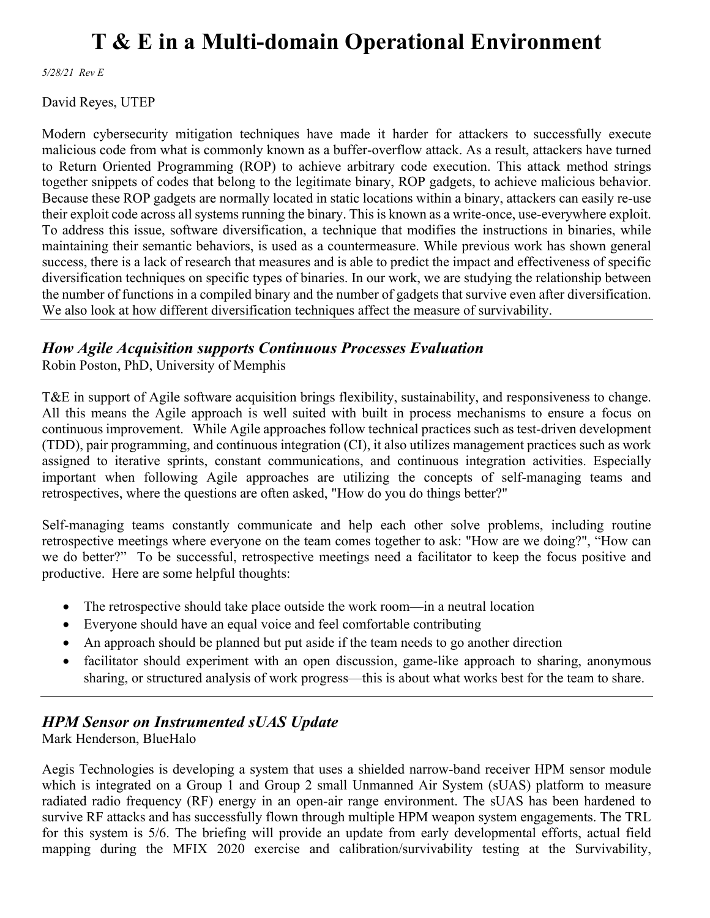# T & E in a Multi-domain Operational Environment

*5/28/21 Rev E*

David Reyes, UTEP

Modern cybersecurity mitigation techniques have made it harder for attackers to successfully execute malicious code from what is commonly known as a buffer-overflow attack. As a result, attackers have turned to Return Oriented Programming (ROP) to achieve arbitrary code execution. This attack method strings together snippets of codes that belong to the legitimate binary, ROP gadgets, to achieve malicious behavior. Because these ROP gadgets are normally located in static locations within a binary, attackers can easily re-use their exploit code across all systems running the binary. This is known as a write-once, use-everywhere exploit. To address this issue, software diversification, a technique that modifies the instructions in binaries, while maintaining their semantic behaviors, is used as a countermeasure. While previous work has shown general success, there is a lack of research that measures and is able to predict the impact and effectiveness of specific diversification techniques on specific types of binaries. In our work, we are studying the relationship between the number of functions in a compiled binary and the number of gadgets that survive even after diversification. We also look at how different diversification techniques affect the measure of survivability.

---

## *How Agile Acquisition supports Continuous Processes Evaluation*

Robin Poston, PhD, University of Memphis

T&E in support of Agile software acquisition brings flexibility, sustainability, and responsiveness to change. All this means the Agile approach is well suited with built in process mechanisms to ensure a focus on continuous improvement. While Agile approaches follow technical practices such as test-driven development (TDD), pair programming, and continuous integration (CI), it also utilizes management practices such as work assigned to iterative sprints, constant communications, and continuous integration activities. Especially important when following Agile approaches are utilizing the concepts of self-managing teams and retrospectives, where the questions are often asked, "How do you do things better?"

Self-managing teams constantly communicate and help each other solve problems, including routine retrospective meetings where everyone on the team comes together to ask: "How are we doing?", "How can we do better?" To be successful, retrospective meetings need a facilitator to keep the focus positive and productive. Here are some helpful thoughts:

- The retrospective should take place outside the work room—in a neutral location
- Everyone should have an equal voice and feel comfortable contributing
- An approach should be planned but put aside if the team needs to go another direction
- facilitator should experiment with an open discussion, game-like approach to sharing, anonymous sharing, or structured analysis of work progress—this is about what works best for the team to share.

---

## *HPM Sensor on Instrumented sUAS Update*

Mark Henderson, BlueHalo

Aegis Technologies is developing a system that uses a shielded narrow-band receiver HPM sensor module which is integrated on a Group 1 and Group 2 small Unmanned Air System (sUAS) platform to measure radiated radio frequency (RF) energy in an open-air range environment. The sUAS has been hardened to survive RF attacks and has successfully flown through multiple HPM weapon system engagements. The TRL for this system is 5/6. The briefing will provide an update from early developmental efforts, actual field mapping during the MFIX 2020 exercise and calibration/survivability testing at the Survivability,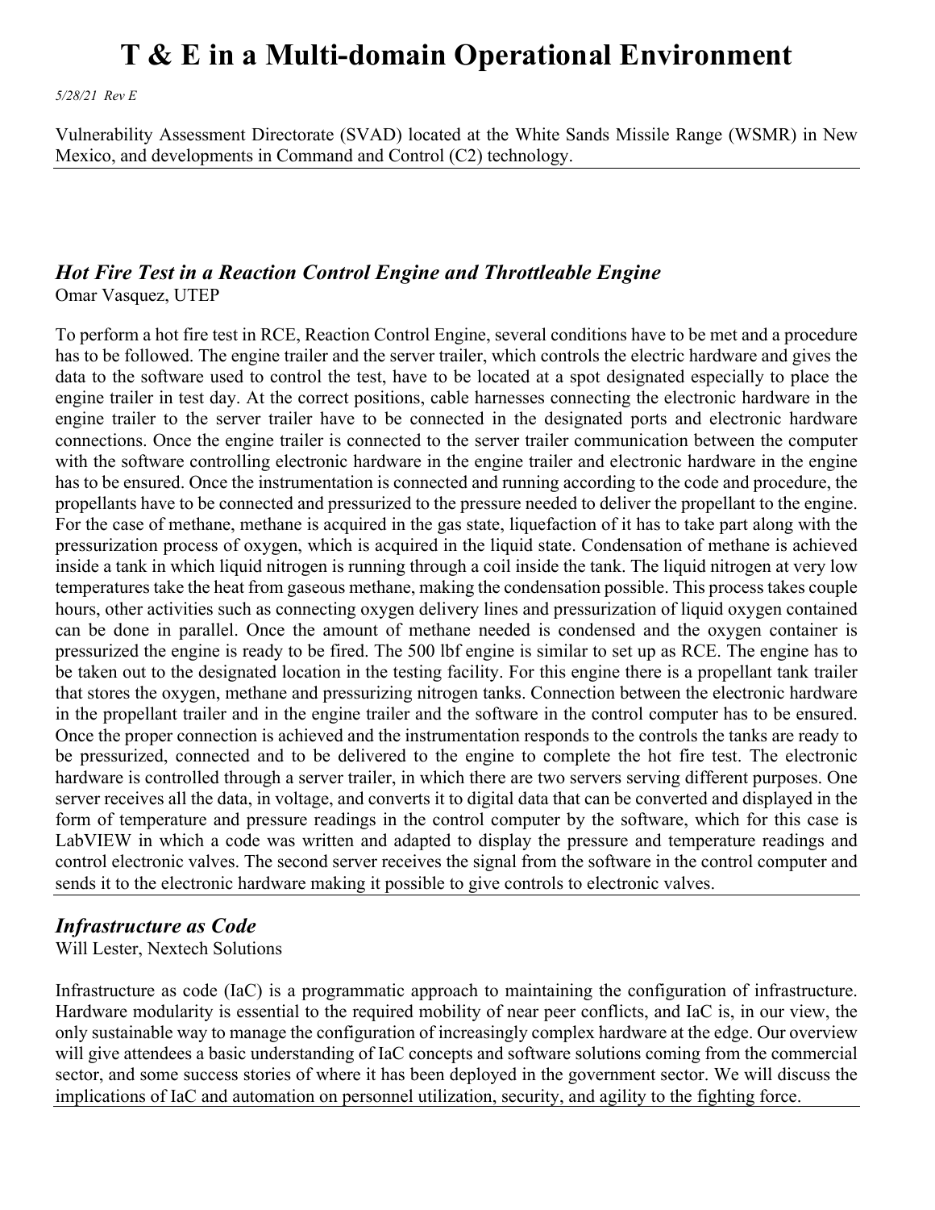Vulnerability Assessment Directorate (SVAD) located at the White Sands Missile Range (WSMR) in New Mexico, and developments in Command and Control (C2) technology.

---

### *Hot Fire Test in a Reaction Control Engine and Throttleable Engine*

Omar Vasquez, UTEP

To perform a hot fire test in RCE, Reaction Control Engine, several conditions have to be met and a procedure has to be followed. The engine trailer and the server trailer, which controls the electric hardware and gives the data to the software used to control the test, have to be located at a spot designated especially to place the engine trailer in test day. At the correct positions, cable harnesses connecting the electronic hardware in the engine trailer to the server trailer have to be connected in the designated ports and electronic hardware connections. Once the engine trailer is connected to the server trailer communication between the computer with the software controlling electronic hardware in the engine trailer and electronic hardware in the engine has to be ensured. Once the instrumentation is connected and running according to the code and procedure, the propellants have to be connected and pressurized to the pressure needed to deliver the propellant to the engine. For the case of methane, methane is acquired in the gas state, liquefaction of it has to take part along with the pressurization process of oxygen, which is acquired in the liquid state. Condensation of methane is achieved inside a tank in which liquid nitrogen is running through a coil inside the tank. The liquid nitrogen at very low temperatures take the heat from gaseous methane, making the condensation possible. This process takes couple hours, other activities such as connecting oxygen delivery lines and pressurization of liquid oxygen contained can be done in parallel. Once the amount of methane needed is condensed and the oxygen container is pressurized the engine is ready to be fired. The 500 lbf engine is similar to set up as RCE. The engine has to be taken out to the designated location in the testing facility. For this engine there is a propellant tank trailer that stores the oxygen, methane and pressurizing nitrogen tanks. Connection between the electronic hardware in the propellant trailer and in the engine trailer and the software in the control computer has to be ensured. Once the proper connection is achieved and the instrumentation responds to the controls the tanks are ready to be pressurized, connected and to be delivered to the engine to complete the hot fire test. The electronic hardware is controlled through a server trailer, in which there are two servers serving different purposes. One server receives all the data, in voltage, and converts it to digital data that can be converted and displayed in the form of temperature and pressure readings in the control computer by the software, which for this case is LabVIEW in which a code was written and adapted to display the pressure and temperature readings and control electronic valves. The second server receives the signal from the software in the control computer and sends it to the electronic hardware making it possible to give controls to electronic valves.

---

### *Infrastructure as Code*

Will Lester, Nextech Solutions

Infrastructure as code (IaC) is a programmatic approach to maintaining the configuration of infrastructure. Hardware modularity is essential to the required mobility of near peer conflicts, and IaC is, in our view, the only sustainable way to manage the configuration of increasingly complex hardware at the edge. Our overview will give attendees a basic understanding of IaC concepts and software solutions coming from the commercial sector, and some success stories of where it has been deployed in the government sector. We will discuss the implications of IaC and automation on personnel utilization, security, and agility to the fighting force.

---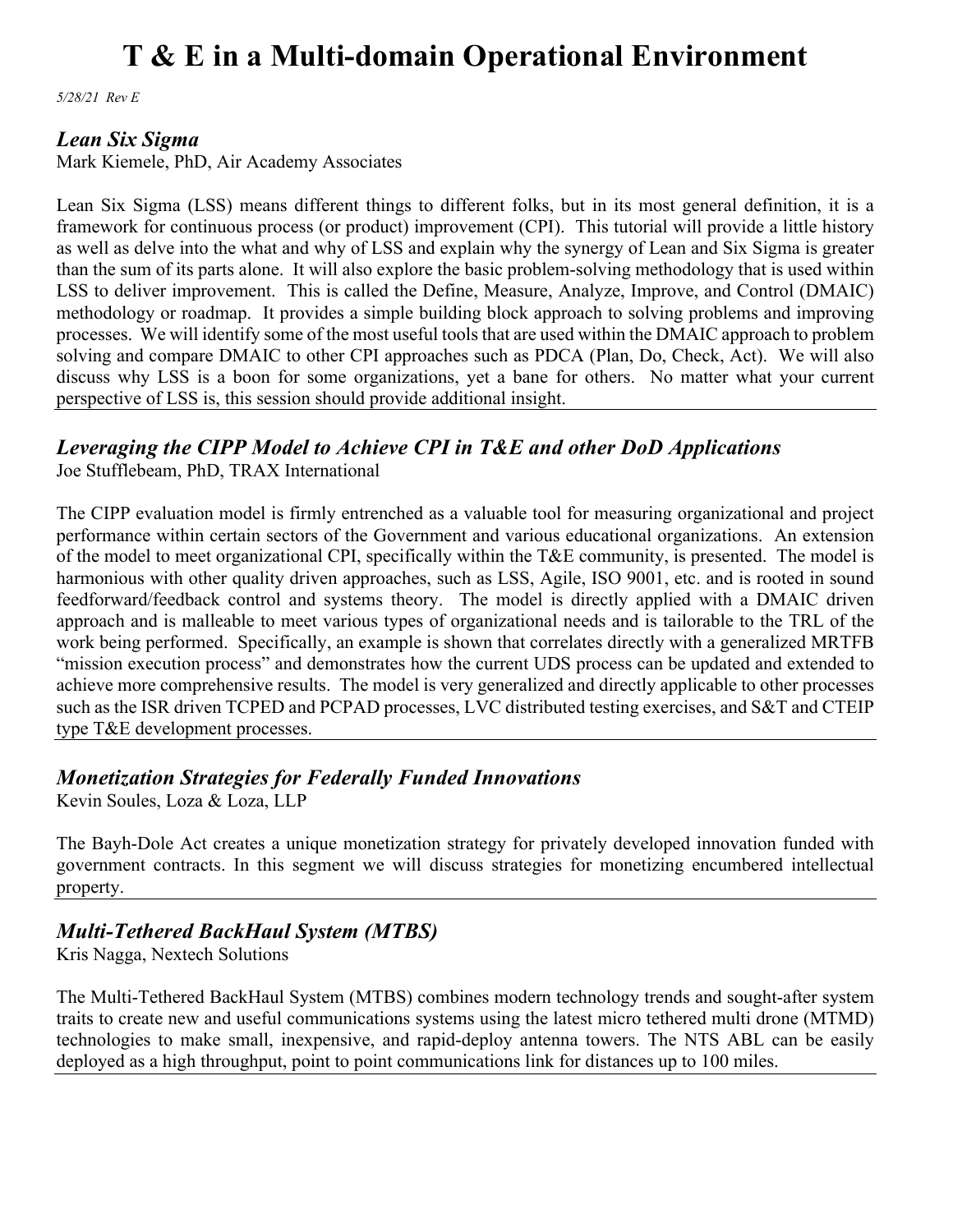# T & E in a Multi-domain Operational Environment

*5/28/21 Rev E*

## *Lean Six Sigma*

Mark Kiemele, PhD, Air Academy Associates

Lean Six Sigma (LSS) means different things to different folks, but in its most general definition, it is a framework for continuous process (or product) improvement (CPI). This tutorial will provide a little history as well as delve into the what and why of LSS and explain why the synergy of Lean and Six Sigma is greater than the sum of its parts alone. It will also explore the basic problem-solving methodology that is used within LSS to deliver improvement. This is called the Define, Measure, Analyze, Improve, and Control (DMAIC) methodology or roadmap. It provides a simple building block approach to solving problems and improving processes. We will identify some of the most useful tools that are used within the DMAIC approach to problem solving and compare DMAIC to other CPI approaches such as PDCA (Plan, Do, Check, Act). We will also discuss why LSS is a boon for some organizations, yet a bane for others. No matter what your current perspective of LSS is, this session should provide additional insight.

---

## *Leveraging the CIPP Model to Achieve CPI in T&E and other DoD Applications*

Joe Stufflebeam, PhD, TRAX International

The CIPP evaluation model is firmly entrenched as a valuable tool for measuring organizational and project performance within certain sectors of the Government and various educational organizations. An extension of the model to meet organizational CPI, specifically within the T&E community, is presented. The model is harmonious with other quality driven approaches, such as LSS, Agile, ISO 9001, etc. and is rooted in sound feedforward/feedback control and systems theory. The model is directly applied with a DMAIC driven approach and is malleable to meet various types of organizational needs and is tailorable to the TRL of the work being performed. Specifically, an example is shown that correlates directly with a generalized MRTFB "mission execution process" and demonstrates how the current UDS process can be updated and extended to achieve more comprehensive results. The model is very generalized and directly applicable to other processes such as the ISR driven TCPED and PCPAD processes, LVC distributed testing exercises, and S&T and CTEIP type T&E development processes.

---

## *Monetization Strategies for Federally Funded Innovations*

Kevin Soules, Loza & Loza, LLP

The Bayh-Dole Act creates a unique monetization strategy for privately developed innovation funded with government contracts. In this segment we will discuss strategies for monetizing encumbered intellectual property.

---

## *Multi-Tethered BackHaul System (MTBS)*

Kris Nagga, Nextech Solutions

The Multi-Tethered BackHaul System (MTBS) combines modern technology trends and sought-after system traits to create new and useful communications systems using the latest micro tethered multi drone (MTMD) technologies to make small, inexpensive, and rapid-deploy antenna towers. The NTS ABL can be easily deployed as a high throughput, point to point communications link for distances up to 100 miles.

---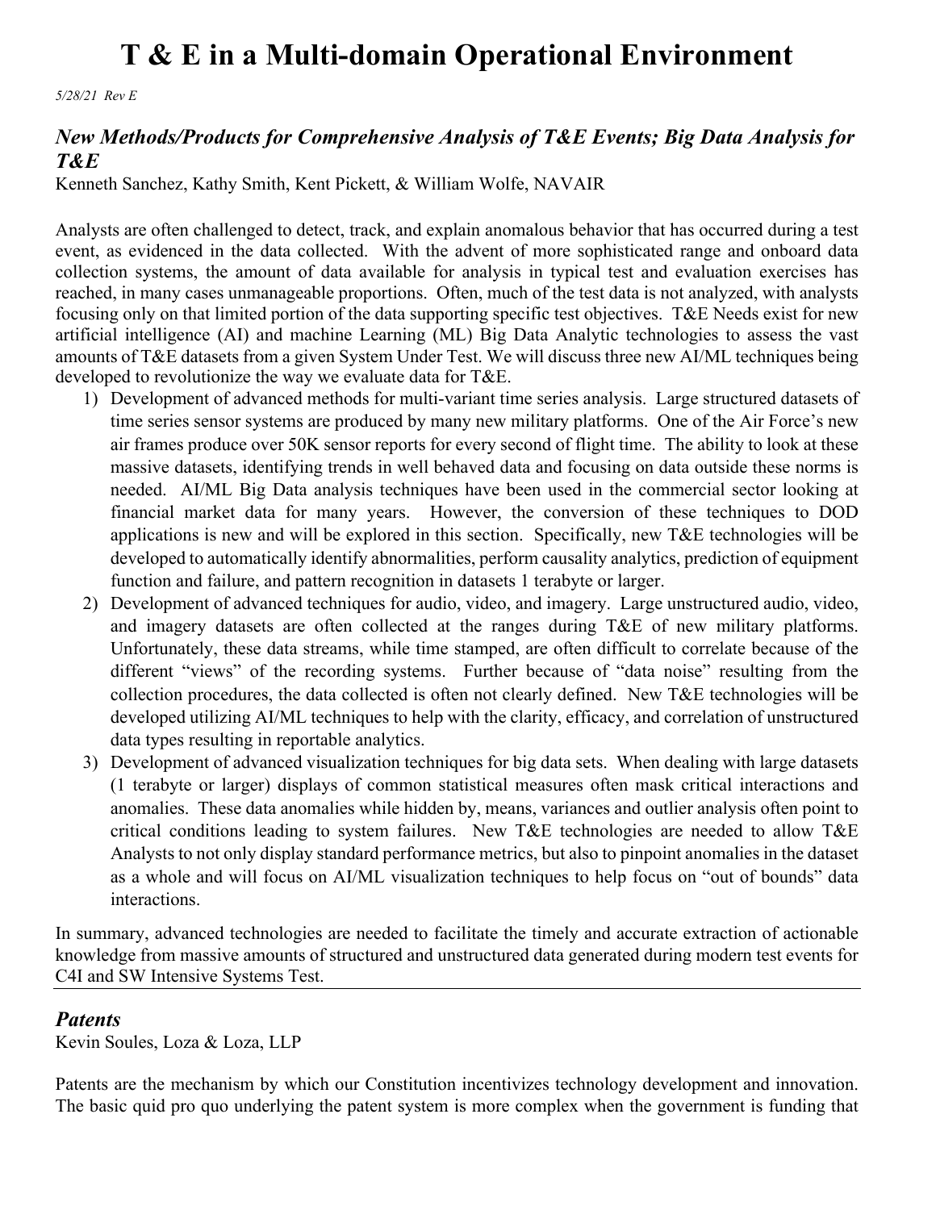# T & E in a Multi-domain Operational Environment

*5/28/21 Rev E*

## *New Methods/Products for Comprehensive Analysis of T&E Events; Big Data Analysis for T&E*

Kenneth Sanchez, Kathy Smith, Kent Pickett, & William Wolfe, NAVAIR

Analysts are often challenged to detect, track, and explain anomalous behavior that has occurred during a test event, as evidenced in the data collected. With the advent of more sophisticated range and onboard data collection systems, the amount of data available for analysis in typical test and evaluation exercises has reached, in many cases unmanageable proportions. Often, much of the test data is not analyzed, with analysts focusing only on that limited portion of the data supporting specific test objectives. T&E Needs exist for new artificial intelligence (AI) and machine Learning (ML) Big Data Analytic technologies to assess the vast amounts of T&E datasets from a given System Under Test. We will discuss three new AI/ML techniques being developed to revolutionize the way we evaluate data for T&E.

1) Development of advanced methods for multi-variant time series analysis. Large structured datasets of time series sensor systems are produced by many new military platforms. One of the Air Force's new air frames produce over 50K sensor reports for every second of flight time. The ability to look at these massive datasets, identifying trends in well behaved data and focusing on data outside these norms is needed. AI/ML Big Data analysis techniques have been used in the commercial sector looking at financial market data for many years. However, the conversion of these techniques to DOD applications is new and will be explored in this section. Specifically, new T&E technologies will be developed to automatically identify abnormalities, perform causality analytics, prediction of equipment function and failure, and pattern recognition in datasets 1 terabyte or larger.
2) Development of advanced techniques for audio, video, and imagery. Large unstructured audio, video, and imagery datasets are often collected at the ranges during T&E of new military platforms. Unfortunately, these data streams, while time stamped, are often difficult to correlate because of the different "views" of the recording systems. Further because of "data noise" resulting from the collection procedures, the data collected is often not clearly defined. New T&E technologies will be developed utilizing AI/ML techniques to help with the clarity, efficacy, and correlation of unstructured data types resulting in reportable analytics.
3) Development of advanced visualization techniques for big data sets. When dealing with large datasets (1 terabyte or larger) displays of common statistical measures often mask critical interactions and anomalies. These data anomalies while hidden by, means, variances and outlier analysis often point to critical conditions leading to system failures. New T&E technologies are needed to allow T&E Analysts to not only display standard performance metrics, but also to pinpoint anomalies in the dataset as a whole and will focus on AI/ML visualization techniques to help focus on "out of bounds" data interactions.

In summary, advanced technologies are needed to facilitate the timely and accurate extraction of actionable knowledge from massive amounts of structured and unstructured data generated during modern test events for C4I and SW Intensive Systems Test.

---

## *Patents*

Kevin Soules, Loza & Loza, LLP

Patents are the mechanism by which our Constitution incentivizes technology development and innovation. The basic quid pro quo underlying the patent system is more complex when the government is funding that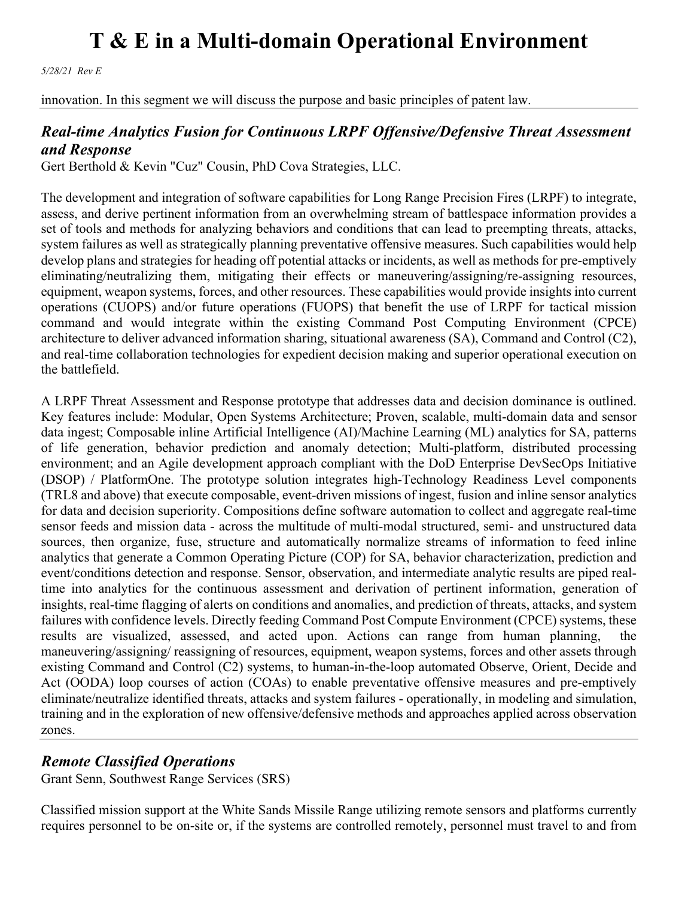innovation. In this segment we will discuss the purpose and basic principles of patent law.

---

### *Real-time Analytics Fusion for Continuous LRPF Offensive/Defensive Threat Assessment and Response*

Gert Berthold & Kevin "Cuz" Cousin, PhD Cova Strategies, LLC.

The development and integration of software capabilities for Long Range Precision Fires (LRPF) to integrate, assess, and derive pertinent information from an overwhelming stream of battlespace information provides a set of tools and methods for analyzing behaviors and conditions that can lead to preempting threats, attacks, system failures as well as strategically planning preventative offensive measures. Such capabilities would help develop plans and strategies for heading off potential attacks or incidents, as well as methods for pre-emptively eliminating/neutralizing them, mitigating their effects or maneuvering/assigning/re-assigning resources, equipment, weapon systems, forces, and other resources. These capabilities would provide insights into current operations (CUOPS) and/or future operations (FUOPS) that benefit the use of LRPF for tactical mission command and would integrate within the existing Command Post Computing Environment (CPCE) architecture to deliver advanced information sharing, situational awareness (SA), Command and Control (C2), and real-time collaboration technologies for expedient decision making and superior operational execution on the battlefield.

A LRPF Threat Assessment and Response prototype that addresses data and decision dominance is outlined. Key features include: Modular, Open Systems Architecture; Proven, scalable, multi-domain data and sensor data ingest; Composable inline Artificial Intelligence (AI)/Machine Learning (ML) analytics for SA, patterns of life generation, behavior prediction and anomaly detection; Multi-platform, distributed processing environment; and an Agile development approach compliant with the DoD Enterprise DevSecOps Initiative (DSOP) / PlatformOne. The prototype solution integrates high-Technology Readiness Level components (TRL8 and above) that execute composable, event-driven missions of ingest, fusion and inline sensor analytics for data and decision superiority. Compositions define software automation to collect and aggregate real-time sensor feeds and mission data - across the multitude of multi-modal structured, semi- and unstructured data sources, then organize, fuse, structure and automatically normalize streams of information to feed inline analytics that generate a Common Operating Picture (COP) for SA, behavior characterization, prediction and event/conditions detection and response. Sensor, observation, and intermediate analytic results are piped real-time into analytics for the continuous assessment and derivation of pertinent information, generation of insights, real-time flagging of alerts on conditions and anomalies, and prediction of threats, attacks, and system failures with confidence levels. Directly feeding Command Post Compute Environment (CPCE) systems, these results are visualized, assessed, and acted upon. Actions can range from human planning, the maneuvering/assigning/ reassigning of resources, equipment, weapon systems, forces and other assets through existing Command and Control (C2) systems, to human-in-the-loop automated Observe, Orient, Decide and Act (OODA) loop courses of action (COAs) to enable preventative offensive measures and pre-emptively eliminate/neutralize identified threats, attacks and system failures - operationally, in modeling and simulation, training and in the exploration of new offensive/defensive methods and approaches applied across observation zones.

---

### *Remote Classified Operations*

Grant Senn, Southwest Range Services (SRS)

Classified mission support at the White Sands Missile Range utilizing remote sensors and platforms currently requires personnel to be on-site or, if the systems are controlled remotely, personnel must travel to and from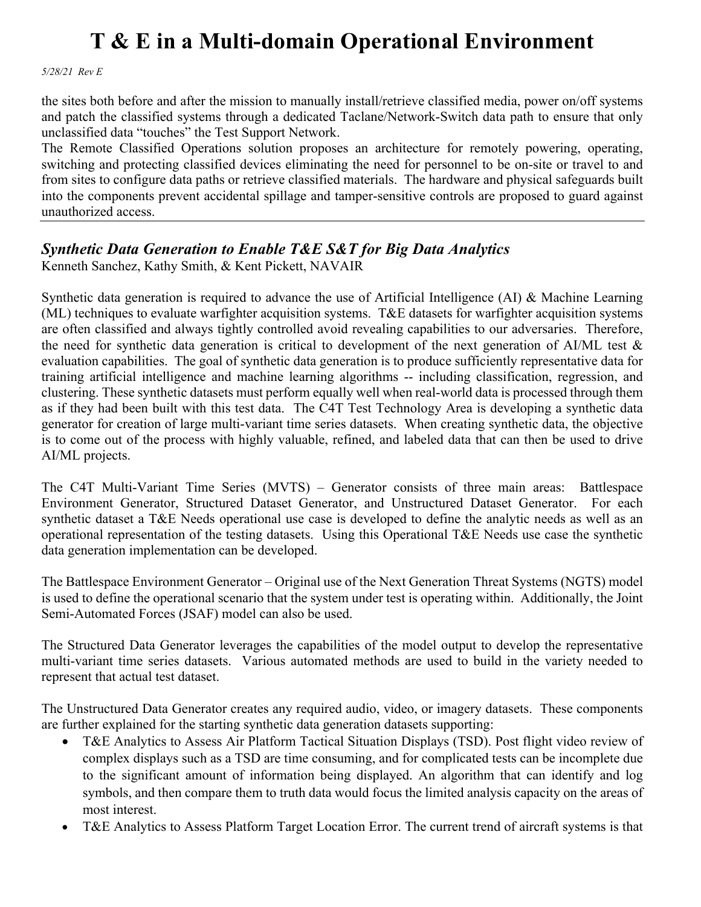the sites both before and after the mission to manually install/retrieve classified media, power on/off systems and patch the classified systems through a dedicated Taclane/Network-Switch data path to ensure that only unclassified data "touches" the Test Support Network.

The Remote Classified Operations solution proposes an architecture for remotely powering, operating, switching and protecting classified devices eliminating the need for personnel to be on-site or travel to and from sites to configure data paths or retrieve classified materials. The hardware and physical safeguards built into the components prevent accidental spillage and tamper-sensitive controls are proposed to guard against unauthorized access.

---

## *Synthetic Data Generation to Enable T&E S&T for Big Data Analytics*

Kenneth Sanchez, Kathy Smith, & Kent Pickett, NAVAIR

Synthetic data generation is required to advance the use of Artificial Intelligence (AI) & Machine Learning (ML) techniques to evaluate warfighter acquisition systems. T&E datasets for warfighter acquisition systems are often classified and always tightly controlled avoid revealing capabilities to our adversaries. Therefore, the need for synthetic data generation is critical to development of the next generation of AI/ML test & evaluation capabilities. The goal of synthetic data generation is to produce sufficiently representative data for training artificial intelligence and machine learning algorithms -- including classification, regression, and clustering. These synthetic datasets must perform equally well when real-world data is processed through them as if they had been built with this test data. The C4T Test Technology Area is developing a synthetic data generator for creation of large multi-variant time series datasets. When creating synthetic data, the objective is to come out of the process with highly valuable, refined, and labeled data that can then be used to drive AI/ML projects.

The C4T Multi-Variant Time Series (MVTS) – Generator consists of three main areas: Battlespace Environment Generator, Structured Dataset Generator, and Unstructured Dataset Generator. For each synthetic dataset a T&E Needs operational use case is developed to define the analytic needs as well as an operational representation of the testing datasets. Using this Operational T&E Needs use case the synthetic data generation implementation can be developed.

The Battlespace Environment Generator – Original use of the Next Generation Threat Systems (NGTS) model is used to define the operational scenario that the system under test is operating within. Additionally, the Joint Semi-Automated Forces (JSAF) model can also be used.

The Structured Data Generator leverages the capabilities of the model output to develop the representative multi-variant time series datasets. Various automated methods are used to build in the variety needed to represent that actual test dataset.

The Unstructured Data Generator creates any required audio, video, or imagery datasets. These components are further explained for the starting synthetic data generation datasets supporting:

- T&E Analytics to Assess Air Platform Tactical Situation Displays (TSD). Post flight video review of complex displays such as a TSD are time consuming, and for complicated tests can be incomplete due to the significant amount of information being displayed. An algorithm that can identify and log symbols, and then compare them to truth data would focus the limited analysis capacity on the areas of most interest.
- T&E Analytics to Assess Platform Target Location Error. The current trend of aircraft systems is that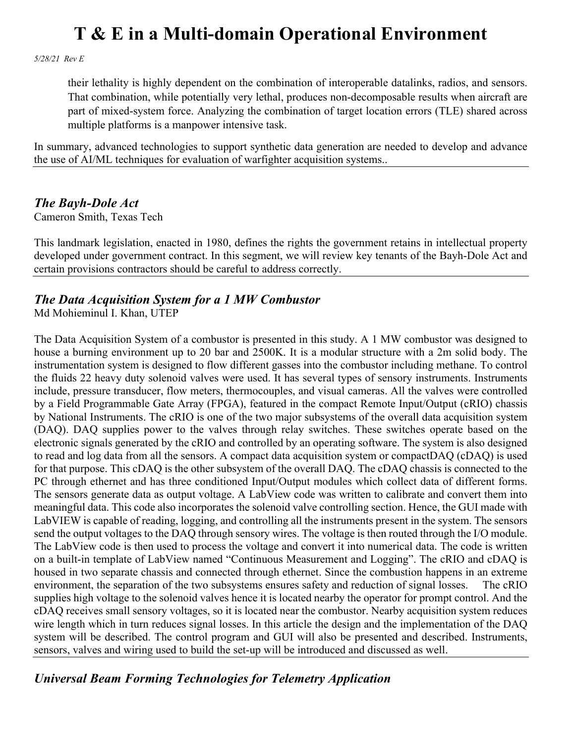their lethality is highly dependent on the combination of interoperable datalinks, radios, and sensors. That combination, while potentially very lethal, produces non-decomposable results when aircraft are part of mixed-system force. Analyzing the combination of target location errors (TLE) shared across multiple platforms is a manpower intensive task.

In summary, advanced technologies to support synthetic data generation are needed to develop and advance the use of AI/ML techniques for evaluation of warfighter acquisition systems..

---

## *The Bayh-Dole Act*

Cameron Smith, Texas Tech

This landmark legislation, enacted in 1980, defines the rights the government retains in intellectual property developed under government contract. In this segment, we will review key tenants of the Bayh-Dole Act and certain provisions contractors should be careful to address correctly.

---

## *The Data Acquisition System for a 1 MW Combustor*

Md Mohieminul I. Khan, UTEP

The Data Acquisition System of a combustor is presented in this study. A 1 MW combustor was designed to house a burning environment up to 20 bar and 2500K. It is a modular structure with a 2m solid body. The instrumentation system is designed to flow different gasses into the combustor including methane. To control the fluids 22 heavy duty solenoid valves were used. It has several types of sensory instruments. Instruments include, pressure transducer, flow meters, thermocouples, and visual cameras. All the valves were controlled by a Field Programmable Gate Array (FPGA), featured in the compact Remote Input/Output (cRIO) chassis by National Instruments. The cRIO is one of the two major subsystems of the overall data acquisition system (DAQ). DAQ supplies power to the valves through relay switches. These switches operate based on the electronic signals generated by the cRIO and controlled by an operating software. The system is also designed to read and log data from all the sensors. A compact data acquisition system or compactDAQ (cDAQ) is used for that purpose. This cDAQ is the other subsystem of the overall DAQ. The cDAQ chassis is connected to the PC through ethernet and has three conditioned Input/Output modules which collect data of different forms. The sensors generate data as output voltage. A LabView code was written to calibrate and convert them into meaningful data. This code also incorporates the solenoid valve controlling section. Hence, the GUI made with LabVIEW is capable of reading, logging, and controlling all the instruments present in the system. The sensors send the output voltages to the DAQ through sensory wires. The voltage is then routed through the I/O module. The LabView code is then used to process the voltage and convert it into numerical data. The code is written on a built-in template of LabView named "Continuous Measurement and Logging". The cRIO and cDAQ is housed in two separate chassis and connected through ethernet. Since the combustion happens in an extreme environment, the separation of the two subsystems ensures safety and reduction of signal losses. The cRIO supplies high voltage to the solenoid valves hence it is located nearby the operator for prompt control. And the cDAQ receives small sensory voltages, so it is located near the combustor. Nearby acquisition system reduces wire length which in turn reduces signal losses. In this article the design and the implementation of the DAQ system will be described. The control program and GUI will also be presented and described. Instruments, sensors, valves and wiring used to build the set-up will be introduced and discussed as well.

---

## *Universal Beam Forming Technologies for Telemetry Application*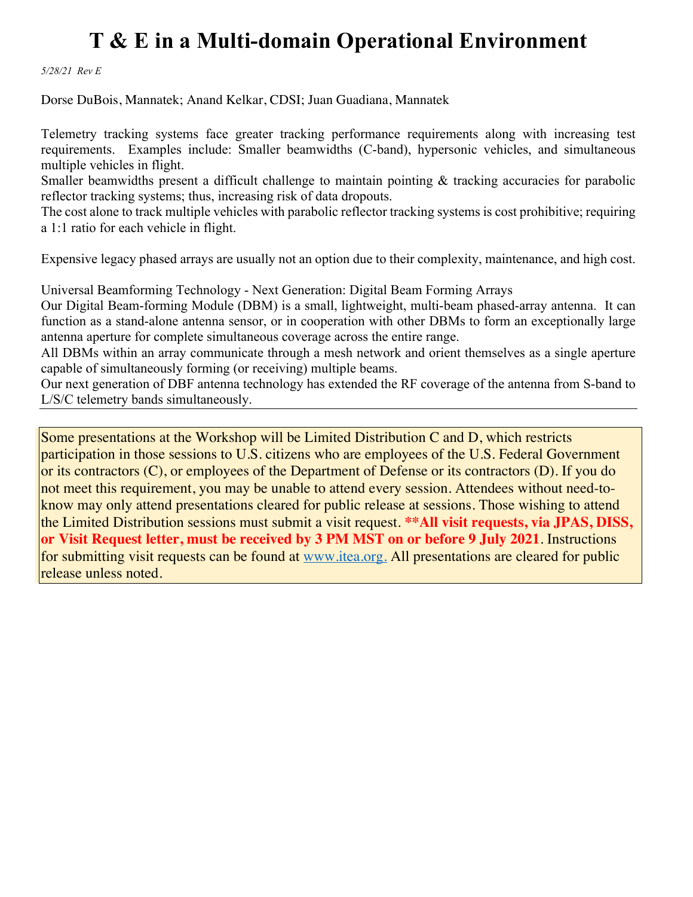# T & E in a Multi-domain Operational Environment

*5/28/21 Rev E*

Dorse DuBois, Mannatek; Anand Kelkar, CDSI; Juan Guadiana, Mannatek

Telemetry tracking systems face greater tracking performance requirements along with increasing test requirements. Examples include: Smaller beamwidths (C-band), hypersonic vehicles, and simultaneous multiple vehicles in flight.
Smaller beamwidths present a difficult challenge to maintain pointing & tracking accuracies for parabolic reflector tracking systems; thus, increasing risk of data dropouts.
The cost alone to track multiple vehicles with parabolic reflector tracking systems is cost prohibitive; requiring a 1:1 ratio for each vehicle in flight.

Expensive legacy phased arrays are usually not an option due to their complexity, maintenance, and high cost.

Universal Beamforming Technology - Next Generation: Digital Beam Forming Arrays
Our Digital Beam-forming Module (DBM) is a small, lightweight, multi-beam phased-array antenna. It can function as a stand-alone antenna sensor, or in cooperation with other DBMs to form an exceptionally large antenna aperture for complete simultaneous coverage across the entire range.
All DBMs within an array communicate through a mesh network and orient themselves as a single aperture capable of simultaneously forming (or receiving) multiple beams.
Our next generation of DBF antenna technology has extended the RF coverage of the antenna from S-band to L/S/C telemetry bands simultaneously.

---

Some presentations at the Workshop will be Limited Distribution C and D, which restricts participation in those sessions to U.S. citizens who are employees of the U.S. Federal Government or its contractors (C), or employees of the Department of Defense or its contractors (D). If you do not meet this requirement, you may be unable to attend every session. Attendees without need-to-know may only attend presentations cleared for public release at sessions. Those wishing to attend the Limited Distribution sessions must submit a visit request. **\*\*All visit requests, via JPAS, DISS, or Visit Request letter, must be received by 3 PM MST on or before 9 July 2021**. Instructions for submitting visit requests can be found at [www.itea.org.](http://www.itea.org) All presentations are cleared for public release unless noted.